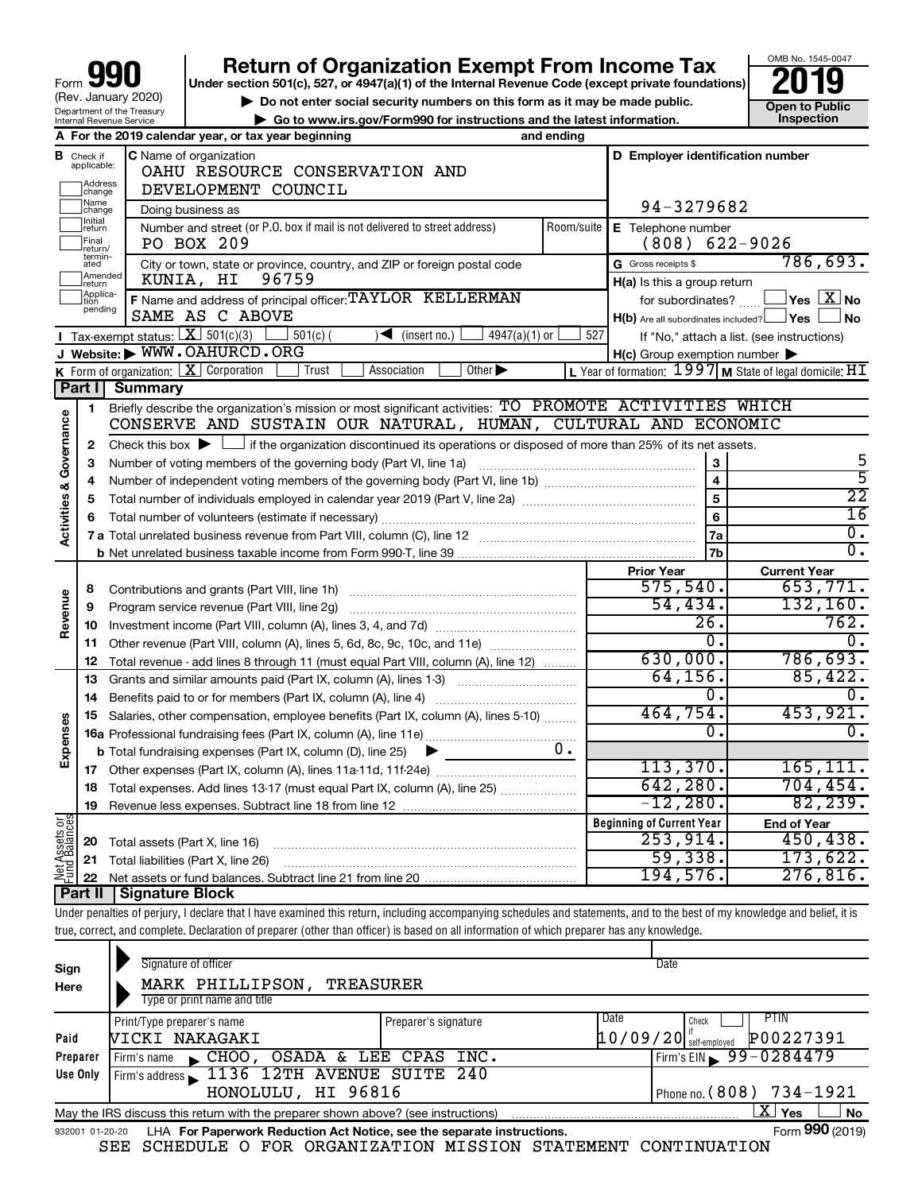Form **990** (Rev. January 2020) Department of the Treasury Internal Revenue Service

# Return of Organization Exempt From Income Tax

**Under section 501(c), 527, or 4947(a)(1) of the Internal Revenue Code (except private foundations)**

▶ Do not enter social security numbers on this form as it may be made public.

▶ Go to www.irs.gov/Form990 for instructions and the latest information.

OMB No. 1545-0047

**2019**

**Open to Public Inspection**

**A** For the 2019 calendar year, or tax year beginning and ending

**B** Check if applicable: Address change, Name change, Initial return, Final return/terminated, Amended return, Application pending

**C** Name of organization: OAHU RESOURCE CONSERVATION AND DEVELOPMENT COUNCIL

Doing business as

Number and street (or P.O. box if mail is not delivered to street address): PO BOX 209 Room/suite

City or town, state or province, country, and ZIP or foreign postal code: KUNIA, HI 96759

**D** Employer identification number: 94-3279682

**E** Telephone number: (808) 622-9026

**G** Gross receipts $ 786,693.

**F** Name and address of principal officer: TAYLOR KELLERMAN SAME AS C ABOVE

**H(a)** Is this a group return for subordinates? ☐ Yes ☒ No

**H(b)** Are all subordinates included? ☐ Yes ☐ No If "No," attach a list. (see instructions)

**H(c)** Group exemption number ▶

**I** Tax-exempt status: ☒ 501(c)(3) ☐ 501(c) ( ) ◀ (insert no.) ☐ 4947(a)(1) or ☐ 527

**J** Website: ▶ WWW.OAHURCD.ORG

**K** Form of organization: ☒ Corporation ☐ Trust ☐ Association ☐ Other ▶

**L** Year of formation: 1997 **M** State of legal domicile: HI

## Part I Summary

**Activities & Governance**

1 Briefly describe the organization's mission or most significant activities: TO PROMOTE ACTIVITIES WHICH CONSERVE AND SUSTAIN OUR NATURAL, HUMAN, CULTURAL AND ECONOMIC

2 Check this box ▶ ☐ if the organization discontinued its operations or disposed of more than 25% of its net assets.

| | | | |
|---|---|---|---|
| 3 | Number of voting members of the governing body (Part VI, line 1a) | 3 | 5 |
| 4 | Number of independent voting members of the governing body (Part VI, line 1b) | 4 | 5 |
| 5 | Total number of individuals employed in calendar year 2019 (Part V, line 2a) | 5 | 22 |
| 6 | Total number of volunteers (estimate if necessary) | 6 | 16 |
| 7a | Total unrelated business revenue from Part VIII, column (C), line 12 | 7a | 0. |
| b | Net unrelated business taxable income from Form 990-T, line 39 | 7b | 0. |

| | | | Prior Year | Current Year |
|---|---|---|---|---|
| **Revenue** | 8 | Contributions and grants (Part VIII, line 1h) | 575,540. | 653,771. |
| | 9 | Program service revenue (Part VIII, line 2g) | 54,434. | 132,160. |
| | 10 | Investment income (Part VIII, column (A), lines 3, 4, and 7d) | 26. | 762. |
| | 11 | Other revenue (Part VIII, column (A), lines 5, 6d, 8c, 9c, 10c, and 11e) | 0. | 0. |
| | 12 | Total revenue - add lines 8 through 11 (must equal Part VIII, column (A), line 12) | 630,000. | 786,693. |
| **Expenses** | 13 | Grants and similar amounts paid (Part IX, column (A), lines 1-3) | 64,156. | 85,422. |
| | 14 | Benefits paid to or for members (Part IX, column (A), line 4) | 0. | 0. |
| | 15 | Salaries, other compensation, employee benefits (Part IX, column (A), lines 5-10) | 464,754. | 453,921. |
| | 16a | Professional fundraising fees (Part IX, column (A), line 11e) | 0. | 0. |
| | b | Total fundraising expenses (Part IX, column (D), line 25) ▶ 0. | | |
| | 17 | Other expenses (Part IX, column (A), lines 11a-11d, 11f-24e) | 113,370. | 165,111. |
| | 18 | Total expenses. Add lines 13-17 (must equal Part IX, column (A), line 25) | 642,280. | 704,454. |
| | 19 | Revenue less expenses. Subtract line 18 from line 12 | -12,280. | 82,239. |

| | | | Beginning of Current Year | End of Year |
|---|---|---|---|---|
| **Net Assets or Fund Balances** | 20 | Total assets (Part X, line 16) | 253,914. | 450,438. |
| | 21 | Total liabilities (Part X, line 26) | 59,338. | 173,622. |
| | 22 | Net assets or fund balances. Subtract line 21 from line 20 | 194,576. | 276,816. |

## Part II Signature Block

Under penalties of perjury, I declare that I have examined this return, including accompanying schedules and statements, and to the best of my knowledge and belief, it is true, correct, and complete. Declaration of preparer (other than officer) is based on all information of which preparer has any knowledge.

**Sign Here**

Signature of officer ▶ Date

MARK PHILLIPSON, TREASURER

Type or print name and title

**Paid Preparer Use Only**

| Print/Type preparer's name | Preparer's signature | Date | Check ☐ if self-employed | PTIN |
|---|---|---|---|---|
| VICKI NAKAGAKI | | 10/09/20 | | P00227391 |

Firm's name ▶ CHOO, OSADA & LEE CPAS INC. Firm's EIN ▶ 99-0284479

Firm's address ▶ 1136 12TH AVENUE SUITE 240 HONOLULU, HI 96816 Phone no. (808) 734-1921

May the IRS discuss this return with the preparer shown above? (see instructions) ☒ Yes ☐ No

932001 01-20-20 LHA For Paperwork Reduction Act Notice, see the separate instructions. Form **990** (2019)

SEE SCHEDULE O FOR ORGANIZATION MISSION STATEMENT CONTINUATION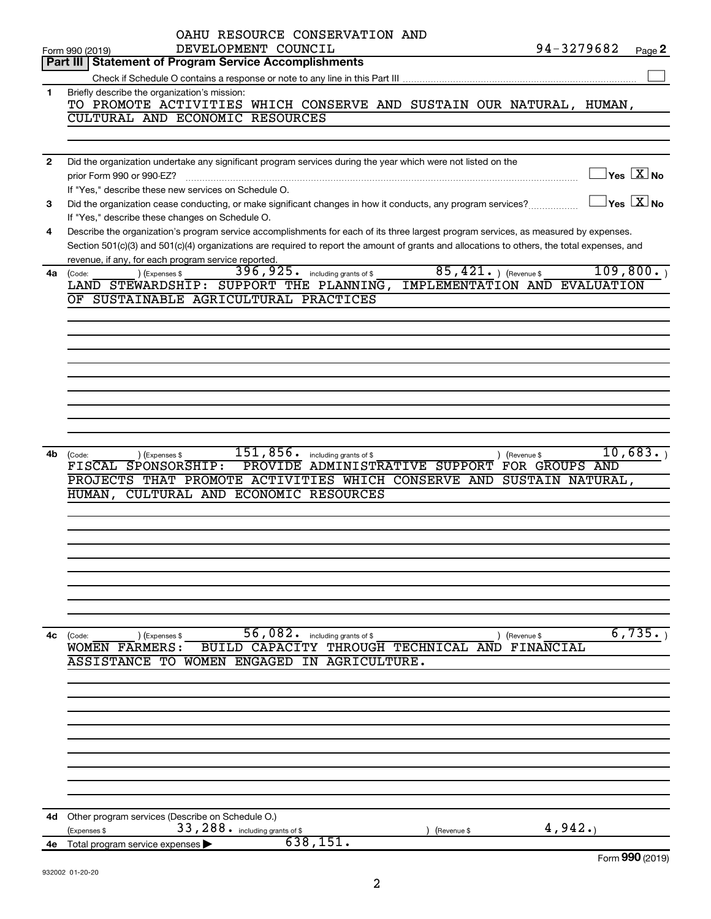OAHU RESOURCE CONSERVATION AND DEVELOPMENT COUNCIL

Form 990 (2019) 94-3279682 Page 2

## Part III Statement of Program Service Accomplishments

Check if Schedule O contains a response or note to any line in this Part III ☐

**1** Briefly describe the organization's mission:

TO PROMOTE ACTIVITIES WHICH CONSERVE AND SUSTAIN OUR NATURAL, HUMAN, CULTURAL AND ECONOMIC RESOURCES

**2** Did the organization undertake any significant program services during the year which were not listed on the prior Form 990 or 990-EZ? ☐ Yes ☒ No

If "Yes," describe these new services on Schedule O.

**3** Did the organization cease conducting, or make significant changes in how it conducts, any program services? ☐ Yes ☒ No

If "Yes," describe these changes on Schedule O.

**4** Describe the organization's program service accomplishments for each of its three largest program services, as measured by expenses. Section 501(c)(3) and 501(c)(4) organizations are required to report the amount of grants and allocations to others, the total expenses, and revenue, if any, for each program service reported.

**4a** (Code: ) (Expenses $ 396,925. including grants of $ 85,421. ) (Revenue $ 109,800. )

LAND STEWARDSHIP: SUPPORT THE PLANNING, IMPLEMENTATION AND EVALUATION OF SUSTAINABLE AGRICULTURAL PRACTICES

**4b** (Code: ) (Expenses $ 151,856. including grants of $ ) (Revenue $ 10,683. )

FISCAL SPONSORSHIP: PROVIDE ADMINISTRATIVE SUPPORT FOR GROUPS AND PROJECTS THAT PROMOTE ACTIVITIES WHICH CONSERVE AND SUSTAIN NATURAL, HUMAN, CULTURAL AND ECONOMIC RESOURCES

**4c** (Code: ) (Expenses $ 56,082. including grants of $ ) (Revenue $ 6,735. )

WOMEN FARMERS: BUILD CAPACITY THROUGH TECHNICAL AND FINANCIAL ASSISTANCE TO WOMEN ENGAGED IN AGRICULTURE.

**4d** Other program services (Describe on Schedule O.)

(Expenses $ 33,288. including grants of $ ) (Revenue $ 4,942.)

**4e** Total program service expenses ▶ 638,151.

Form 990 (2019)

932002 01-20-20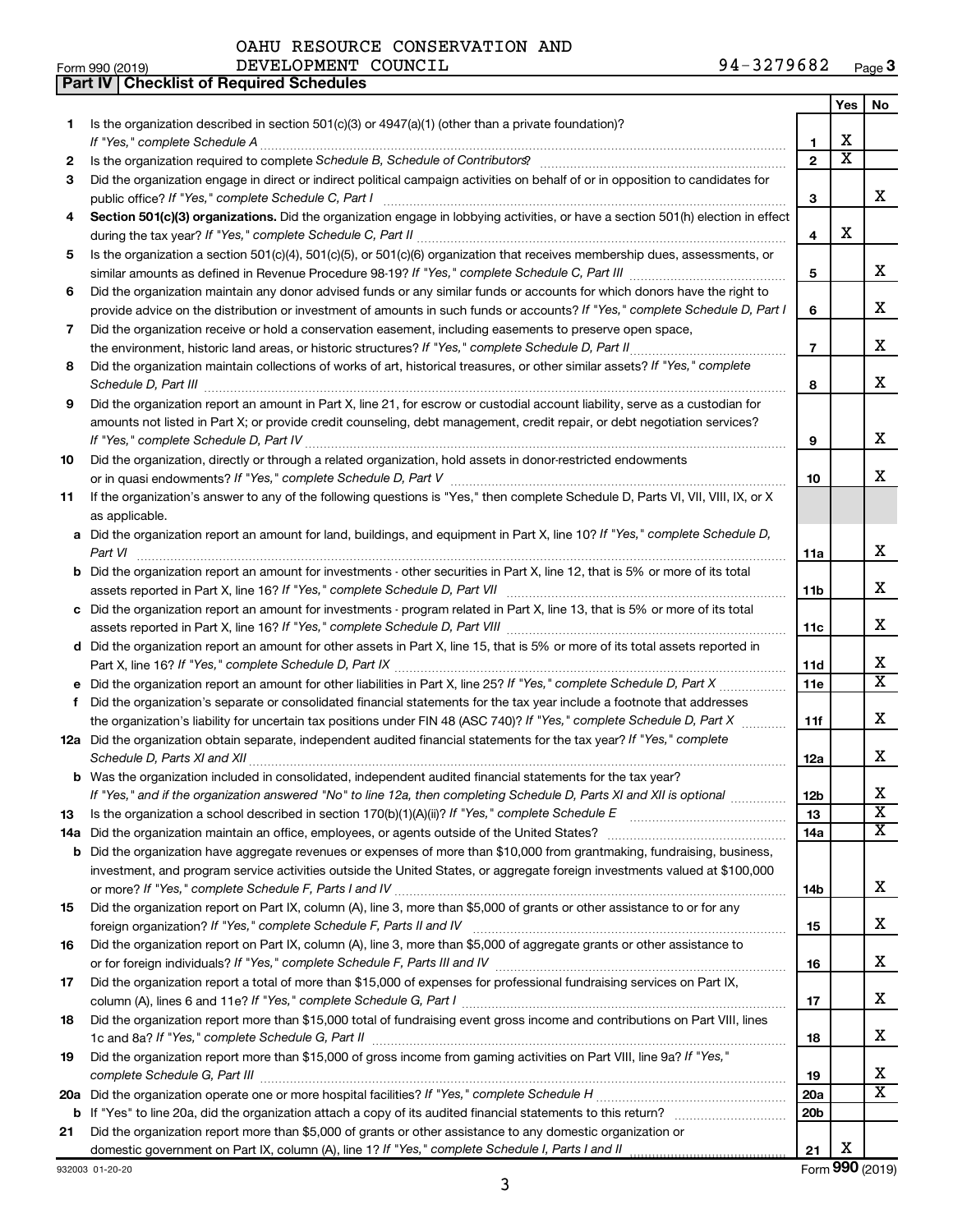OAHU RESOURCE CONSERVATION AND DEVELOPMENT COUNCIL 94-3279682

Form 990 (2019) Page 3

**Part IV | Checklist of Required Schedules**

| | | | Yes | No |
|---|---|---|---|---|
| 1 | Is the organization described in section 501(c)(3) or 4947(a)(1) (other than a private foundation)? *If "Yes," complete Schedule A* | 1 | X | |
| 2 | Is the organization required to complete *Schedule B, Schedule of Contributors*? | 2 | X | |
| 3 | Did the organization engage in direct or indirect political campaign activities on behalf of or in opposition to candidates for public office? *If "Yes," complete Schedule C, Part I* | 3 | | X |
| 4 | **Section 501(c)(3) organizations.** Did the organization engage in lobbying activities, or have a section 501(h) election in effect during the tax year? *If "Yes," complete Schedule C, Part II* | 4 | X | |
| 5 | Is the organization a section 501(c)(4), 501(c)(5), or 501(c)(6) organization that receives membership dues, assessments, or similar amounts as defined in Revenue Procedure 98-19? *If "Yes," complete Schedule C, Part III* | 5 | | X |
| 6 | Did the organization maintain any donor advised funds or any similar funds or accounts for which donors have the right to provide advice on the distribution or investment of amounts in such funds or accounts? *If "Yes," complete Schedule D, Part I* | 6 | | X |
| 7 | Did the organization receive or hold a conservation easement, including easements to preserve open space, the environment, historic land areas, or historic structures? *If "Yes," complete Schedule D, Part II* | 7 | | X |
| 8 | Did the organization maintain collections of works of art, historical treasures, or other similar assets? *If "Yes," complete Schedule D, Part III* | 8 | | X |
| 9 | Did the organization report an amount in Part X, line 21, for escrow or custodial account liability, serve as a custodian for amounts not listed in Part X; or provide credit counseling, debt management, credit repair, or debt negotiation services? *If "Yes," complete Schedule D, Part IV* | 9 | | X |
| 10 | Did the organization, directly or through a related organization, hold assets in donor-restricted endowments or in quasi endowments? *If "Yes," complete Schedule D, Part V* | 10 | | X |
| 11 | If the organization's answer to any of the following questions is "Yes," then complete Schedule D, Parts VI, VII, VIII, IX, or X as applicable. | | | |
| a | Did the organization report an amount for land, buildings, and equipment in Part X, line 10? *If "Yes," complete Schedule D, Part VI* | 11a | | X |
| b | Did the organization report an amount for investments - other securities in Part X, line 12, that is 5% or more of its total assets reported in Part X, line 16? *If "Yes," complete Schedule D, Part VII* | 11b | | X |
| c | Did the organization report an amount for investments - program related in Part X, line 13, that is 5% or more of its total assets reported in Part X, line 16? *If "Yes," complete Schedule D, Part VIII* | 11c | | X |
| d | Did the organization report an amount for other assets in Part X, line 15, that is 5% or more of its total assets reported in Part X, line 16? *If "Yes," complete Schedule D, Part IX* | 11d | | X |
| e | Did the organization report an amount for other liabilities in Part X, line 25? *If "Yes," complete Schedule D, Part X* | 11e | | X |
| f | Did the organization's separate or consolidated financial statements for the tax year include a footnote that addresses the organization's liability for uncertain tax positions under FIN 48 (ASC 740)? *If "Yes," complete Schedule D, Part X* | 11f | | X |
| 12a | Did the organization obtain separate, independent audited financial statements for the tax year? *If "Yes," complete Schedule D, Parts XI and XII* | 12a | | X |
| b | Was the organization included in consolidated, independent audited financial statements for the tax year? *If "Yes," and if the organization answered "No" to line 12a, then completing Schedule D, Parts XI and XII is optional* | 12b | | X |
| 13 | Is the organization a school described in section 170(b)(1)(A)(ii)? *If "Yes," complete Schedule E* | 13 | | X |
| 14a | Did the organization maintain an office, employees, or agents outside of the United States? | 14a | | X |
| b | Did the organization have aggregate revenues or expenses of more than $10,000 from grantmaking, fundraising, business, investment, and program service activities outside the United States, or aggregate foreign investments valued at $100,000 or more? *If "Yes," complete Schedule F, Parts I and IV* | 14b | | X |
| 15 | Did the organization report on Part IX, column (A), line 3, more than $5,000 of grants or other assistance to or for any foreign organization? *If "Yes," complete Schedule F, Parts II and IV* | 15 | | X |
| 16 | Did the organization report on Part IX, column (A), line 3, more than $5,000 of aggregate grants or other assistance to or for foreign individuals? *If "Yes," complete Schedule F, Parts III and IV* | 16 | | X |
| 17 | Did the organization report a total of more than $15,000 of expenses for professional fundraising services on Part IX, column (A), lines 6 and 11e? *If "Yes," complete Schedule G, Part I* | 17 | | X |
| 18 | Did the organization report more than $15,000 total of fundraising event gross income and contributions on Part VIII, lines 1c and 8a? *If "Yes," complete Schedule G, Part II* | 18 | | X |
| 19 | Did the organization report more than $15,000 of gross income from gaming activities on Part VIII, line 9a? *If "Yes," complete Schedule G, Part III* | 19 | | X |
| 20a | Did the organization operate one or more hospital facilities? *If "Yes," complete Schedule H* | 20a | | X |
| b | If "Yes" to line 20a, did the organization attach a copy of its audited financial statements to this return? | 20b | | |
| 21 | Did the organization report more than $5,000 of grants or other assistance to any domestic organization or domestic government on Part IX, column (A), line 1? *If "Yes," complete Schedule I, Parts I and II* | 21 | X | |

932003 01-20-20 Form **990** (2019)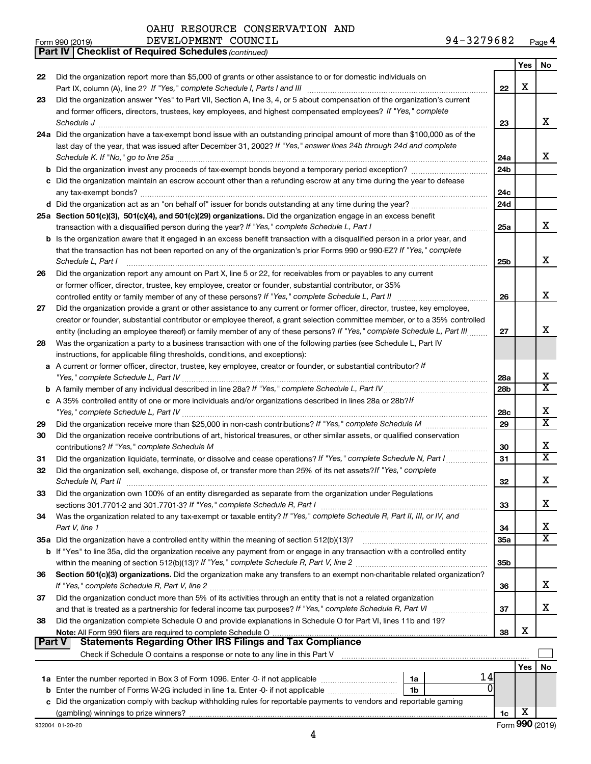OAHU RESOURCE CONSERVATION AND DEVELOPMENT COUNCIL

Form 990 (2019) 94-3279682 Page 4

**Part IV | Checklist of Required Schedules** *(continued)*

| | | | Yes | No |
|---|---|---|---|---|
| 22 | Did the organization report more than $5,000 of grants or other assistance to or for domestic individuals on Part IX, column (A), line 2? *If "Yes," complete Schedule I, Parts I and III* | 22 | X | |
| 23 | Did the organization answer "Yes" to Part VII, Section A, line 3, 4, or 5 about compensation of the organization's current and former officers, directors, trustees, key employees, and highest compensated employees? *If "Yes," complete Schedule J* | 23 | | X |
| 24a | Did the organization have a tax-exempt bond issue with an outstanding principal amount of more than $100,000 as of the last day of the year, that was issued after December 31, 2002? *If "Yes," answer lines 24b through 24d and complete Schedule K. If "No," go to line 25a* | 24a | | X |
| b | Did the organization invest any proceeds of tax-exempt bonds beyond a temporary period exception? | 24b | | |
| c | Did the organization maintain an escrow account other than a refunding escrow at any time during the year to defease any tax-exempt bonds? | 24c | | |
| d | Did the organization act as an "on behalf of" issuer for bonds outstanding at any time during the year? | 24d | | |
| 25a | **Section 501(c)(3), 501(c)(4), and 501(c)(29) organizations.** Did the organization engage in an excess benefit transaction with a disqualified person during the year? *If "Yes," complete Schedule L, Part I* | 25a | | X |
| b | Is the organization aware that it engaged in an excess benefit transaction with a disqualified person in a prior year, and that the transaction has not been reported on any of the organization's prior Forms 990 or 990-EZ? *If "Yes," complete Schedule L, Part I* | 25b | | X |
| 26 | Did the organization report any amount on Part X, line 5 or 22, for receivables from or payables to any current or former officer, director, trustee, key employee, creator or founder, substantial contributor, or 35% controlled entity or family member of any of these persons? *If "Yes," complete Schedule L, Part II* | 26 | | X |
| 27 | Did the organization provide a grant or other assistance to any current or former officer, director, trustee, key employee, creator or founder, substantial contributor or employee thereof, a grant selection committee member, or to a 35% controlled entity (including an employee thereof) or family member of any of these persons? *If "Yes," complete Schedule L, Part III* | 27 | | X |
| 28 | Was the organization a party to a business transaction with one of the following parties (see Schedule L, Part IV instructions, for applicable filing thresholds, conditions, and exceptions): | | | |
| a | A current or former officer, director, trustee, key employee, creator or founder, or substantial contributor? *If "Yes," complete Schedule L, Part IV* | 28a | | X |
| b | A family member of any individual described in line 28a? *If "Yes," complete Schedule L, Part IV* | 28b | | X |
| c | A 35% controlled entity of one or more individuals and/or organizations described in lines 28a or 28b? *If "Yes," complete Schedule L, Part IV* | 28c | | X |
| 29 | Did the organization receive more than $25,000 in non-cash contributions? *If "Yes," complete Schedule M* | 29 | | X |
| 30 | Did the organization receive contributions of art, historical treasures, or other similar assets, or qualified conservation contributions? *If "Yes," complete Schedule M* | 30 | | X |
| 31 | Did the organization liquidate, terminate, or dissolve and cease operations? *If "Yes," complete Schedule N, Part I* | 31 | | X |
| 32 | Did the organization sell, exchange, dispose of, or transfer more than 25% of its net assets? *If "Yes," complete Schedule N, Part II* | 32 | | X |
| 33 | Did the organization own 100% of an entity disregarded as separate from the organization under Regulations sections 301.7701-2 and 301.7701-3? *If "Yes," complete Schedule R, Part I* | 33 | | X |
| 34 | Was the organization related to any tax-exempt or taxable entity? *If "Yes," complete Schedule R, Part II, III, or IV, and Part V, line 1* | 34 | | X |
| 35a | Did the organization have a controlled entity within the meaning of section 512(b)(13)? | 35a | | X |
| b | If "Yes" to line 35a, did the organization receive any payment from or engage in any transaction with a controlled entity within the meaning of section 512(b)(13)? *If "Yes," complete Schedule R, Part V, line 2* | 35b | | |
| 36 | **Section 501(c)(3) organizations.** Did the organization make any transfers to an exempt non-charitable related organization? *If "Yes," complete Schedule R, Part V, line 2* | 36 | | X |
| 37 | Did the organization conduct more than 5% of its activities through an entity that is not a related organization and that is treated as a partnership for federal income tax purposes? *If "Yes," complete Schedule R, Part VI* | 37 | | X |
| 38 | Did the organization complete Schedule O and provide explanations in Schedule O for Part VI, lines 11b and 19? **Note:** All Form 990 filers are required to complete Schedule O | 38 | X | |

**Part V | Statements Regarding Other IRS Filings and Tax Compliance**

Check if Schedule O contains a response or note to any line in this Part V

| | | | | | Yes | No |
|---|---|---|---|---|---|---|
| 1a | Enter the number reported in Box 3 of Form 1096. Enter -0- if not applicable | 1a | 14 | | | |
| b | Enter the number of Forms W-2G included in line 1a. Enter -0- if not applicable | 1b | 0 | | | |
| c | Did the organization comply with backup withholding rules for reportable payments to vendors and reportable gaming (gambling) winnings to prize winners? | | | 1c | X | |

932004 01-20-20 Form **990** (2019)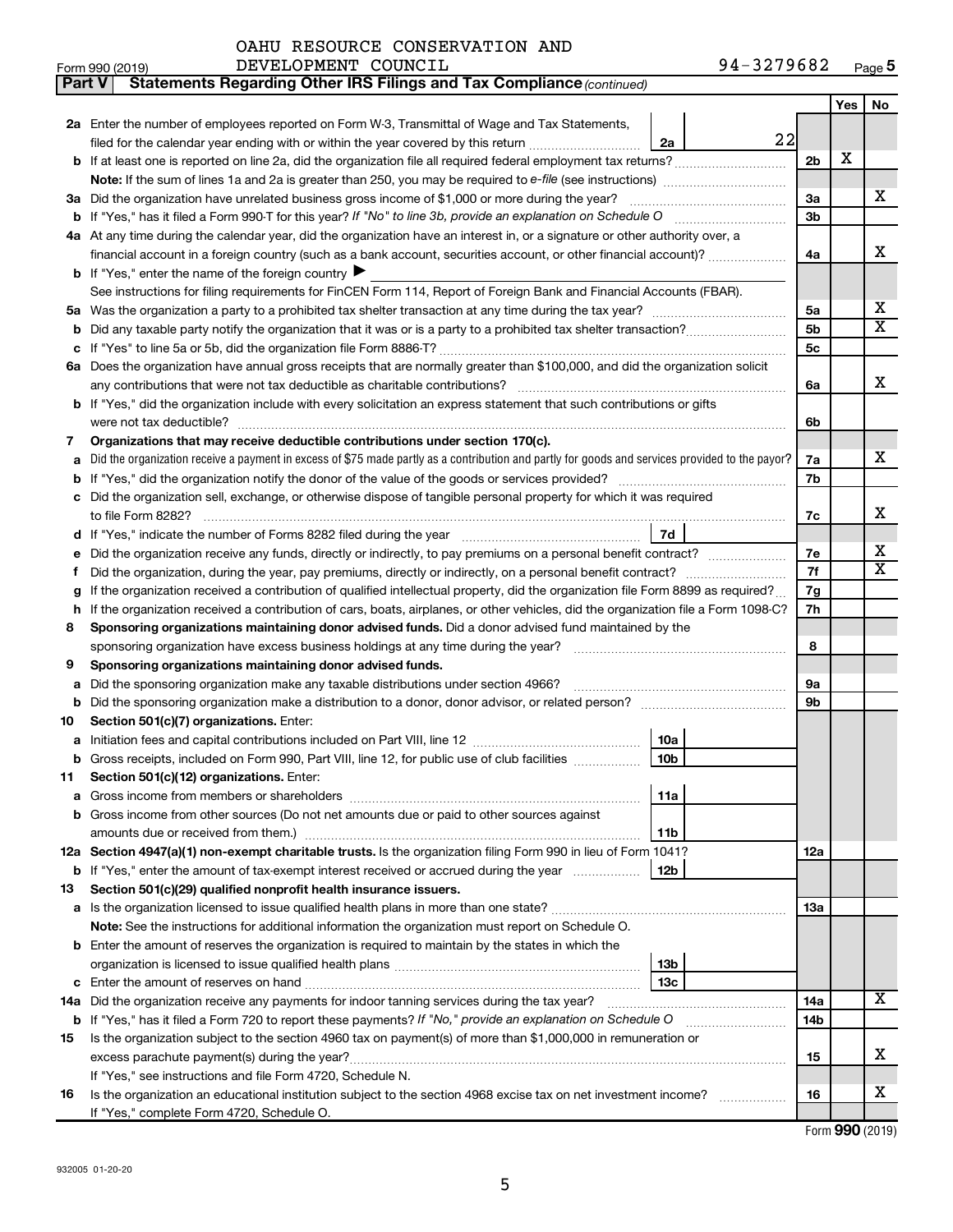OAHU RESOURCE CONSERVATION AND DEVELOPMENT COUNCIL

Form 990 (2019) 94-3279682 Page **5**

**Part V | Statements Regarding Other IRS Filings and Tax Compliance** *(continued)*

| | | | | | Yes | No |
|---|---|---|---|---|---|---|
| **2a** | Enter the number of employees reported on Form W-3, Transmittal of Wage and Tax Statements, filed for the calendar year ending with or within the year covered by this return | 2a | 22 | | | |
| **b** | If at least one is reported on line 2a, did the organization file all required federal employment tax returns? | | | 2b | X | |
| | **Note:** If the sum of lines 1a and 2a is greater than 250, you may be required to *e-file* (see instructions) | | | | | |
| **3a** | Did the organization have unrelated business gross income of $1,000 or more during the year? | | | 3a | | X |
| **b** | If "Yes," has it filed a Form 990-T for this year? *If "No" to line 3b, provide an explanation on Schedule O* | | | 3b | | |
| **4a** | At any time during the calendar year, did the organization have an interest in, or a signature or other authority over, a financial account in a foreign country (such as a bank account, securities account, or other financial account)? | | | 4a | | X |
| **b** | If "Yes," enter the name of the foreign country ▶ | | | | | |
| | See instructions for filing requirements for FinCEN Form 114, Report of Foreign Bank and Financial Accounts (FBAR). | | | | | |
| **5a** | Was the organization a party to a prohibited tax shelter transaction at any time during the tax year? | | | 5a | | X |
| **b** | Did any taxable party notify the organization that it was or is a party to a prohibited tax shelter transaction? | | | 5b | | X |
| **c** | If "Yes" to line 5a or 5b, did the organization file Form 8886-T? | | | 5c | | |
| **6a** | Does the organization have annual gross receipts that are normally greater than $100,000, and did the organization solicit any contributions that were not tax deductible as charitable contributions? | | | 6a | | X |
| **b** | If "Yes," did the organization include with every solicitation an express statement that such contributions or gifts were not tax deductible? | | | 6b | | |
| **7** | **Organizations that may receive deductible contributions under section 170(c).** | | | | | |
| **a** | Did the organization receive a payment in excess of $75 made partly as a contribution and partly for goods and services provided to the payor? | | | 7a | | X |
| **b** | If "Yes," did the organization notify the donor of the value of the goods or services provided? | | | 7b | | |
| **c** | Did the organization sell, exchange, or otherwise dispose of tangible personal property for which it was required to file Form 8282? | | | 7c | | X |
| **d** | If "Yes," indicate the number of Forms 8282 filed during the year | 7d | | | | |
| **e** | Did the organization receive any funds, directly or indirectly, to pay premiums on a personal benefit contract? | | | 7e | | X |
| **f** | Did the organization, during the year, pay premiums, directly or indirectly, on a personal benefit contract? | | | 7f | | X |
| **g** | If the organization received a contribution of qualified intellectual property, did the organization file Form 8899 as required? | | | 7g | | |
| **h** | If the organization received a contribution of cars, boats, airplanes, or other vehicles, did the organization file a Form 1098-C? | | | 7h | | |
| **8** | **Sponsoring organizations maintaining donor advised funds.** Did a donor advised fund maintained by the sponsoring organization have excess business holdings at any time during the year? | | | 8 | | |
| **9** | **Sponsoring organizations maintaining donor advised funds.** | | | | | |
| **a** | Did the sponsoring organization make any taxable distributions under section 4966? | | | 9a | | |
| **b** | Did the sponsoring organization make a distribution to a donor, donor advisor, or related person? | | | 9b | | |
| **10** | **Section 501(c)(7) organizations.** Enter: | | | | | |
| **a** | Initiation fees and capital contributions included on Part VIII, line 12 | 10a | | | | |
| **b** | Gross receipts, included on Form 990, Part VIII, line 12, for public use of club facilities | 10b | | | | |
| **11** | **Section 501(c)(12) organizations.** Enter: | | | | | |
| **a** | Gross income from members or shareholders | 11a | | | | |
| **b** | Gross income from other sources (Do not net amounts due or paid to other sources against amounts due or received from them.) | 11b | | | | |
| **12a** | **Section 4947(a)(1) non-exempt charitable trusts.** Is the organization filing Form 990 in lieu of Form 1041? | | | 12a | | |
| **b** | If "Yes," enter the amount of tax-exempt interest received or accrued during the year | 12b | | | | |
| **13** | **Section 501(c)(29) qualified nonprofit health insurance issuers.** | | | | | |
| **a** | Is the organization licensed to issue qualified health plans in more than one state? | | | 13a | | |
| | **Note:** See the instructions for additional information the organization must report on Schedule O. | | | | | |
| **b** | Enter the amount of reserves the organization is required to maintain by the states in which the organization is licensed to issue qualified health plans | 13b | | | | |
| **c** | Enter the amount of reserves on hand | 13c | | | | |
| **14a** | Did the organization receive any payments for indoor tanning services during the tax year? | | | 14a | | X |
| **b** | If "Yes," has it filed a Form 720 to report these payments? *If "No," provide an explanation on Schedule O* | | | 14b | | |
| **15** | Is the organization subject to the section 4960 tax on payment(s) of more than $1,000,000 in remuneration or excess parachute payment(s) during the year? | | | 15 | | X |
| | If "Yes," see instructions and file Form 4720, Schedule N. | | | | | |
| **16** | Is the organization an educational institution subject to the section 4968 excise tax on net investment income? | | | 16 | | X |
| | If "Yes," complete Form 4720, Schedule O. | | | | | |

Form **990** (2019)

932005 01-20-20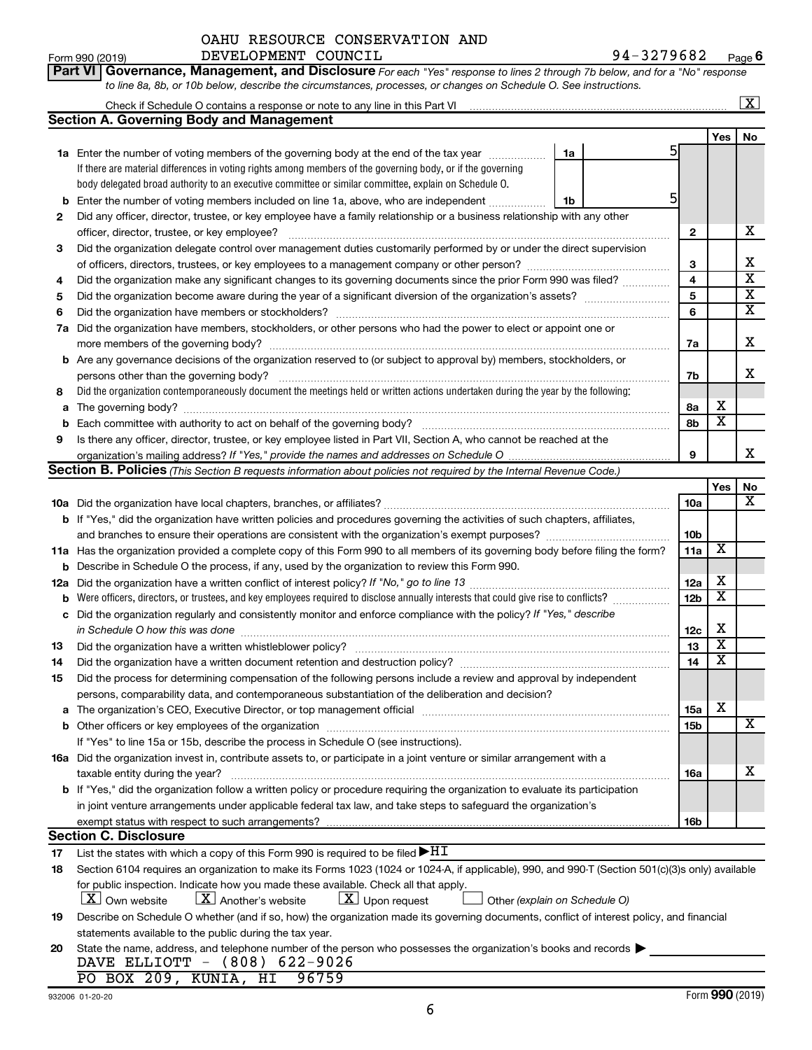OAHU RESOURCE CONSERVATION AND DEVELOPMENT COUNCIL

Form 990 (2019) 94-3279682 Page **6**

**Part VI Governance, Management, and Disclosure** *For each "Yes" response to lines 2 through 7b below, and for a "No" response to line 8a, 8b, or 10b below, describe the circumstances, processes, or changes on Schedule O. See instructions.*

Check if Schedule O contains a response or note to any line in this Part VI .......... [X]

## Section A. Governing Body and Management

| | | | Yes | No |
|---|---|---|---|---|
| **1a** | Enter the number of voting members of the governing body at the end of the tax year ..... **1a** 5<br>If there are material differences in voting rights among members of the governing body, or if the governing body delegated broad authority to an executive committee or similar committee, explain on Schedule O. | | | |
| **b** | Enter the number of voting members included on line 1a, above, who are independent ..... **1b** 5 | | | |
| **2** | Did any officer, director, trustee, or key employee have a family relationship or a business relationship with any other officer, director, trustee, or key employee? | **2** | | X |
| **3** | Did the organization delegate control over management duties customarily performed by or under the direct supervision of officers, directors, trustees, or key employees to a management company or other person? | **3** | | X |
| **4** | Did the organization make any significant changes to its governing documents since the prior Form 990 was filed? | **4** | | X |
| **5** | Did the organization become aware during the year of a significant diversion of the organization's assets? | **5** | | X |
| **6** | Did the organization have members or stockholders? | **6** | | X |
| **7a** | Did the organization have members, stockholders, or other persons who had the power to elect or appoint one or more members of the governing body? | **7a** | | X |
| **b** | Are any governance decisions of the organization reserved to (or subject to approval by) members, stockholders, or persons other than the governing body? | **7b** | | X |
| **8** | Did the organization contemporaneously document the meetings held or written actions undertaken during the year by the following: | | | |
| **a** | The governing body? | **8a** | X | |
| **b** | Each committee with authority to act on behalf of the governing body? | **8b** | X | |
| **9** | Is there any officer, director, trustee, or key employee listed in Part VII, Section A, who cannot be reached at the organization's mailing address? *If "Yes," provide the names and addresses on Schedule O* | **9** | | X |

## Section B. Policies *(This Section B requests information about policies not required by the Internal Revenue Code.)*

| | | | Yes | No |
|---|---|---|---|---|
| **10a** | Did the organization have local chapters, branches, or affiliates? | **10a** | | X |
| **b** | If "Yes," did the organization have written policies and procedures governing the activities of such chapters, affiliates, and branches to ensure their operations are consistent with the organization's exempt purposes? | **10b** | | |
| **11a** | Has the organization provided a complete copy of this Form 990 to all members of its governing body before filing the form? | **11a** | X | |
| **b** | Describe in Schedule O the process, if any, used by the organization to review this Form 990. | | | |
| **12a** | Did the organization have a written conflict of interest policy? *If "No," go to line 13* | **12a** | X | |
| **b** | Were officers, directors, or trustees, and key employees required to disclose annually interests that could give rise to conflicts? | **12b** | X | |
| **c** | Did the organization regularly and consistently monitor and enforce compliance with the policy? *If "Yes," describe in Schedule O how this was done* | **12c** | X | |
| **13** | Did the organization have a written whistleblower policy? | **13** | X | |
| **14** | Did the organization have a written document retention and destruction policy? | **14** | X | |
| **15** | Did the process for determining compensation of the following persons include a review and approval by independent persons, comparability data, and contemporaneous substantiation of the deliberation and decision? | | | |
| **a** | The organization's CEO, Executive Director, or top management official | **15a** | X | |
| **b** | Other officers or key employees of the organization | **15b** | | X |
| | If "Yes" to line 15a or 15b, describe the process in Schedule O (see instructions). | | | |
| **16a** | Did the organization invest in, contribute assets to, or participate in a joint venture or similar arrangement with a taxable entity during the year? | **16a** | | X |
| **b** | If "Yes," did the organization follow a written policy or procedure requiring the organization to evaluate its participation in joint venture arrangements under applicable federal tax law, and take steps to safeguard the organization's exempt status with respect to such arrangements? | **16b** | | |

## Section C. Disclosure

**17** List the states with which a copy of this Form 990 is required to be filed ▶ HI

**18** Section 6104 requires an organization to make its Forms 1023 (1024 or 1024-A, if applicable), 990, and 990-T (Section 501(c)(3)s only) available for public inspection. Indicate how you made these available. Check all that apply.

[X] Own website [X] Another's website [X] Upon request [ ] Other *(explain on Schedule O)*

**19** Describe on Schedule O whether (and if so, how) the organization made its governing documents, conflict of interest policy, and financial statements available to the public during the tax year.

**20** State the name, address, and telephone number of the person who possesses the organization's books and records ▶

DAVE ELLIOTT - (808) 622-9026
PO BOX 209, KUNIA, HI 96759

932006 01-20-20 Form **990** (2019)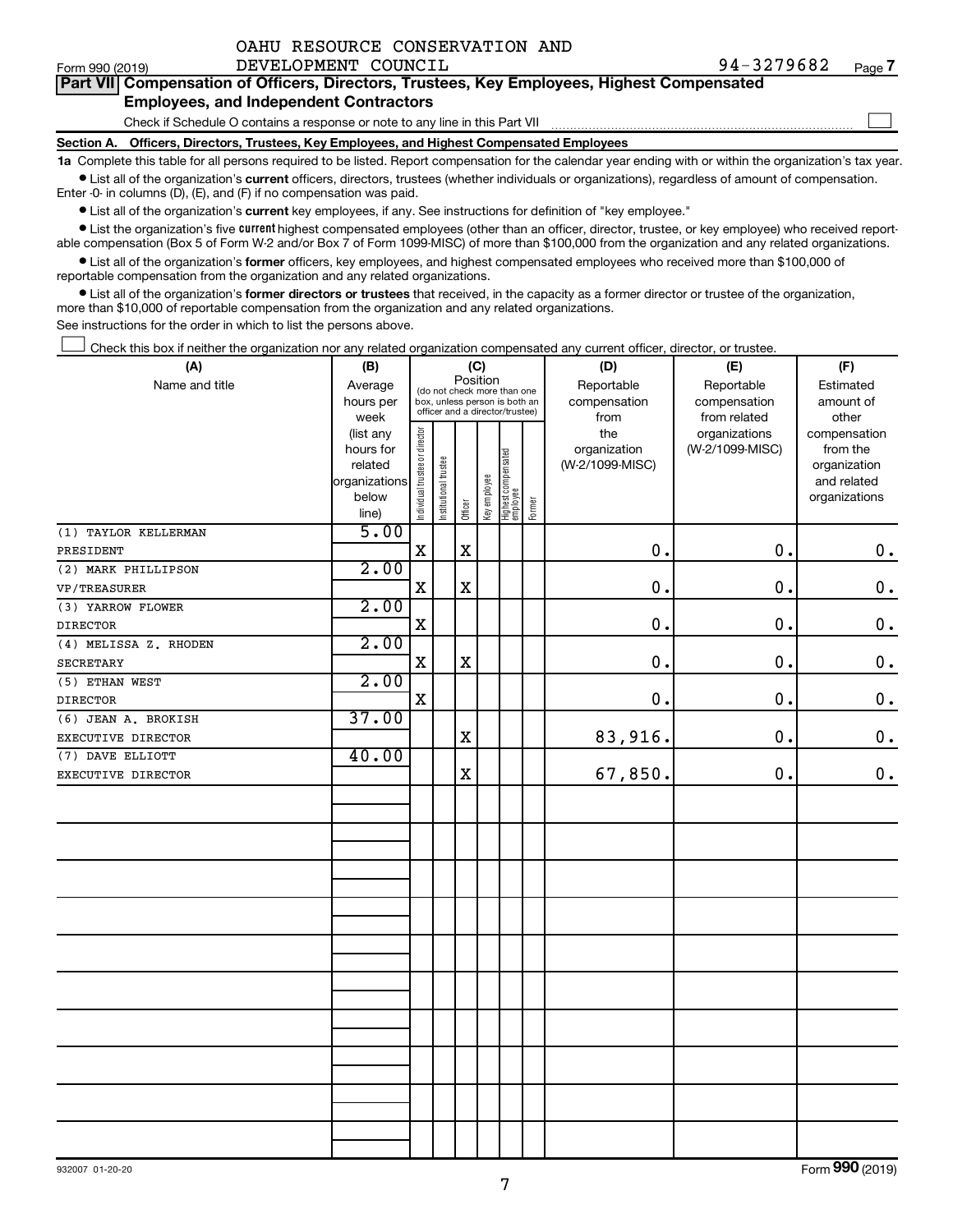OAHU RESOURCE CONSERVATION AND DEVELOPMENT COUNCIL

Form 990 (2019) 94-3279682 Page 7

**Part VII Compensation of Officers, Directors, Trustees, Key Employees, Highest Compensated Employees, and Independent Contractors**

Check if Schedule O contains a response or note to any line in this Part VII ☐

**Section A. Officers, Directors, Trustees, Key Employees, and Highest Compensated Employees**

**1a** Complete this table for all persons required to be listed. Report compensation for the calendar year ending with or within the organization's tax year.

- List all of the organization's **current** officers, directors, trustees (whether individuals or organizations), regardless of amount of compensation. Enter -0- in columns (D), (E), and (F) if no compensation was paid.
- List all of the organization's **current** key employees, if any. See instructions for definition of "key employee."
- List the organization's five **current** highest compensated employees (other than an officer, director, trustee, or key employee) who received reportable compensation (Box 5 of Form W-2 and/or Box 7 of Form 1099-MISC) of more than $100,000 from the organization and any related organizations.
- List all of the organization's **former** officers, key employees, and highest compensated employees who received more than $100,000 of reportable compensation from the organization and any related organizations.
- List all of the organization's **former directors or trustees** that received, in the capacity as a former director or trustee of the organization, more than $10,000 of reportable compensation from the organization and any related organizations.

See instructions for the order in which to list the persons above.

☐ Check this box if neither the organization nor any related organization compensated any current officer, director, or trustee.

| (A) Name and title | (B) Average hours per week (list any hours for related organizations below line) | (C) Position: Individual trustee or director | Institutional trustee | Officer | Key employee | Highest compensated employee | Former | (D) Reportable compensation from the organization (W-2/1099-MISC) | (E) Reportable compensation from related organizations (W-2/1099-MISC) | (F) Estimated amount of other compensation from the organization and related organizations |
|---|---|---|---|---|---|---|---|---|---|---|
| (1) TAYLOR KELLERMAN<br>PRESIDENT | 5.00 | X | | X | | | | 0. | 0. | 0. |
| (2) MARK PHILLIPSON<br>VP/TREASURER | 2.00 | X | | X | | | | 0. | 0. | 0. |
| (3) YARROW FLOWER<br>DIRECTOR | 2.00 | X | | | | | | 0. | 0. | 0. |
| (4) MELISSA Z. RHODEN<br>SECRETARY | 2.00 | X | | X | | | | 0. | 0. | 0. |
| (5) ETHAN WEST<br>DIRECTOR | 2.00 | X | | | | | | 0. | 0. | 0. |
| (6) JEAN A. BROKISH<br>EXECUTIVE DIRECTOR | 37.00 | | | X | | | | 83,916. | 0. | 0. |
| (7) DAVE ELLIOTT<br>EXECUTIVE DIRECTOR | 40.00 | | | X | | | | 67,850. | 0. | 0. |

932007 01-20-20 Form 990 (2019)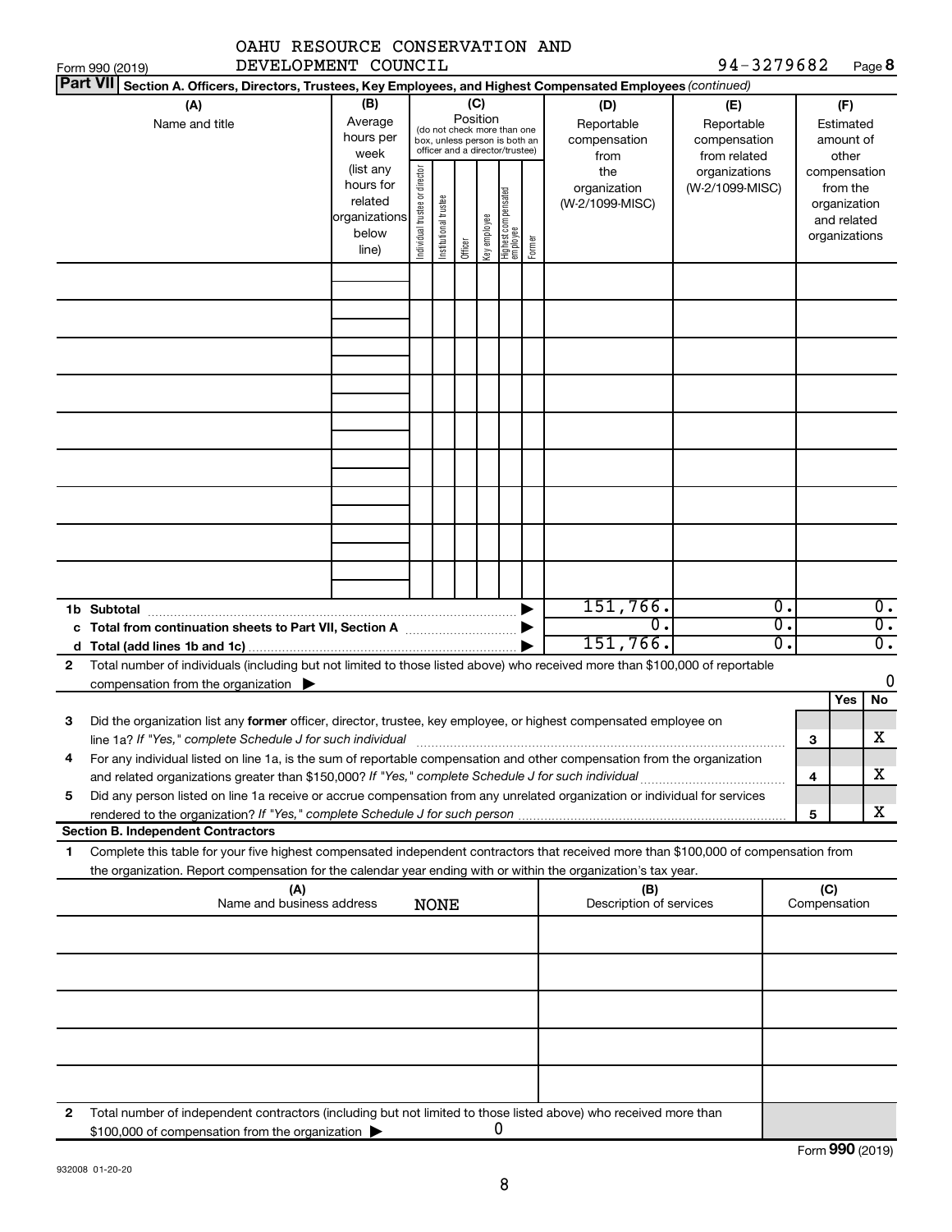OAHU RESOURCE CONSERVATION AND DEVELOPMENT COUNCIL

94-3279682

**Part VII** **Section A. Officers, Directors, Trustees, Key Employees, and Highest Compensated Employees** *(continued)*

| (A) Name and title | (B) Average hours per week (list any hours for related organizations below line) | (C) Position (do not check more than one box, unless person is both an officer and a director/trustee) Individual trustee or director | Institutional trustee | Officer | Key employee | Highest compensated employee | Former | (D) Reportable compensation from the organization (W-2/1099-MISC) | (E) Reportable compensation from related organizations (W-2/1099-MISC) | (F) Estimated amount of other compensation from the organization and related organizations |
|---|---|---|---|---|---|---|---|---|---|---|
| | | | | | | | | | | |
| | | | | | | | | | | |
| | | | | | | | | | | |
| | | | | | | | | | | |
| | | | | | | | | | | |
| | | | | | | | | | | |
| | | | | | | | | | | |
| | | | | | | | | | | |
| | | | | | | | | | | |
| **1b Subtotal** | | | | | | | | 151,766. | 0. | 0. |
| **c Total from continuation sheets to Part VII, Section A** | | | | | | | | 0. | 0. | 0. |
| **d Total (add lines 1b and 1c)** | | | | | | | | 151,766. | 0. | 0. |

**2** Total number of individuals (including but not limited to those listed above) who received more than $100,000 of reportable compensation from the organization ▶ 0

| | | | Yes | No |
|---|---|---|---|---|
| **3** | Did the organization list any **former** officer, director, trustee, key employee, or highest compensated employee on line 1a? *If "Yes," complete Schedule J for such individual* | 3 | | X |
| **4** | For any individual listed on line 1a, is the sum of reportable compensation and other compensation from the organization and related organizations greater than $150,000? *If "Yes," complete Schedule J for such individual* | 4 | | X |
| **5** | Did any person listed on line 1a receive or accrue compensation from any unrelated organization or individual for services rendered to the organization? *If "Yes," complete Schedule J for such person* | 5 | | X |

**Section B. Independent Contractors**

**1** Complete this table for your five highest compensated independent contractors that received more than $100,000 of compensation from the organization. Report compensation for the calendar year ending with or within the organization's tax year.

| (A) Name and business address | (B) Description of services | (C) Compensation |
|---|---|---|
| NONE | | |
| | | |
| | | |
| | | |
| | | |

**2** Total number of independent contractors (including but not limited to those listed above) who received more than $100,000 of compensation from the organization ▶ 0

Form **990** (2019)

932008 01-20-20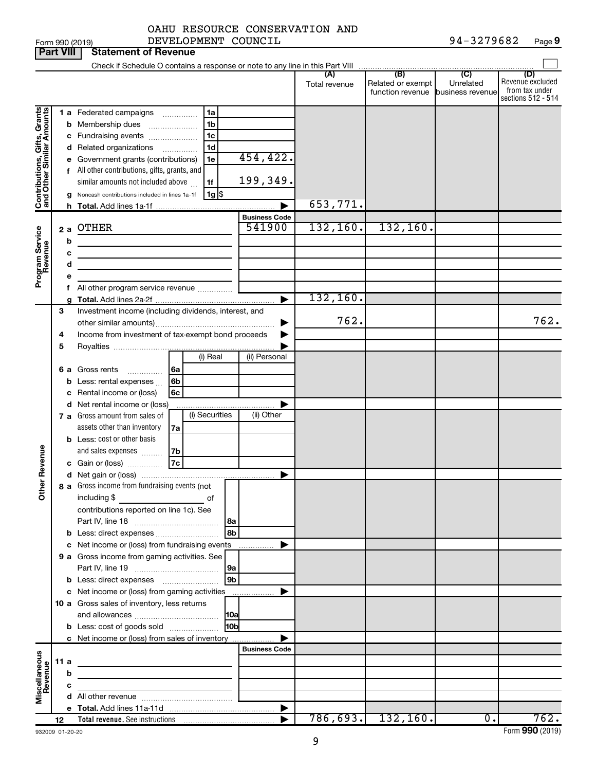OAHU RESOURCE CONSERVATION AND DEVELOPMENT COUNCIL 94-3279682

Form 990 (2019) Page 9

**Part VIII Statement of Revenue**

Check if Schedule O contains a response or note to any line in this Part VIII

| | | | | (A) Total revenue | (B) Related or exempt function revenue | (C) Unrelated business revenue | (D) Revenue excluded from tax under sections 512 - 514 |
|---|---|---|---|---|---|---|---|
| Contributions, Gifts, Grants and Other Similar Amounts | 1 a Federated campaigns | 1a | | | | | |
| | b Membership dues | 1b | | | | | |
| | c Fundraising events | 1c | | | | | |
| | d Related organizations | 1d | | | | | |
| | e Government grants (contributions) | 1e | 454,422. | | | | |
| | f All other contributions, gifts, grants, and similar amounts not included above | 1f | 199,349. | | | | |
| | g Noncash contributions included in lines 1a-1f | 1g | $ | | | | |
| | h Total. Add lines 1a-1f | | | 653,771. | | | |
| | | | Business Code | | | | |
| Program Service Revenue | 2 a OTHER | | 541900 | 132,160. | 132,160. | | |
| | b | | | | | | |
| | c | | | | | | |
| | d | | | | | | |
| | e | | | | | | |
| | f All other program service revenue | | | | | | |
| | g Total. Add lines 2a-2f | | | 132,160. | | | |
| Other Revenue | 3 Investment income (including dividends, interest, and other similar amounts) | | | 762. | | | 762. |
| | 4 Income from investment of tax-exempt bond proceeds | | | | | | |
| | 5 Royalties | | | | | | |
| | | (i) Real | (ii) Personal | | | | |
| | 6 a Gross rents (6a) | | | | | | |
| | b Less: rental expenses (6b) | | | | | | |
| | c Rental income or (loss) (6c) | | | | | | |
| | d Net rental income or (loss) | | | | | | |
| | | (i) Securities | (ii) Other | | | | |
| | 7 a Gross amount from sales of assets other than inventory (7a) | | | | | | |
| | b Less: cost or other basis and sales expenses (7b) | | | | | | |
| | c Gain or (loss) (7c) | | | | | | |
| | d Net gain or (loss) | | | | | | |
| | 8 a Gross income from fundraising events (not including $ of contributions reported on line 1c). See Part IV, line 18 | 8a | | | | | |
| | b Less: direct expenses | 8b | | | | | |
| | c Net income or (loss) from fundraising events | | | | | | |
| | 9 a Gross income from gaming activities. See Part IV, line 19 | 9a | | | | | |
| | b Less: direct expenses | 9b | | | | | |
| | c Net income or (loss) from gaming activities | | | | | | |
| | 10 a Gross sales of inventory, less returns and allowances | 10a | | | | | |
| | b Less: cost of goods sold | 10b | | | | | |
| | c Net income or (loss) from sales of inventory | | | | | | |
| | | | Business Code | | | | |
| Miscellaneous Revenue | 11 a | | | | | | |
| | b | | | | | | |
| | c | | | | | | |
| | d All other revenue | | | | | | |
| | e Total. Add lines 11a-11d | | | | | | |
| | 12 Total revenue. See instructions | | | 786,693. | 132,160. | 0. | 762. |

932009 01-20-20 Form 990 (2019)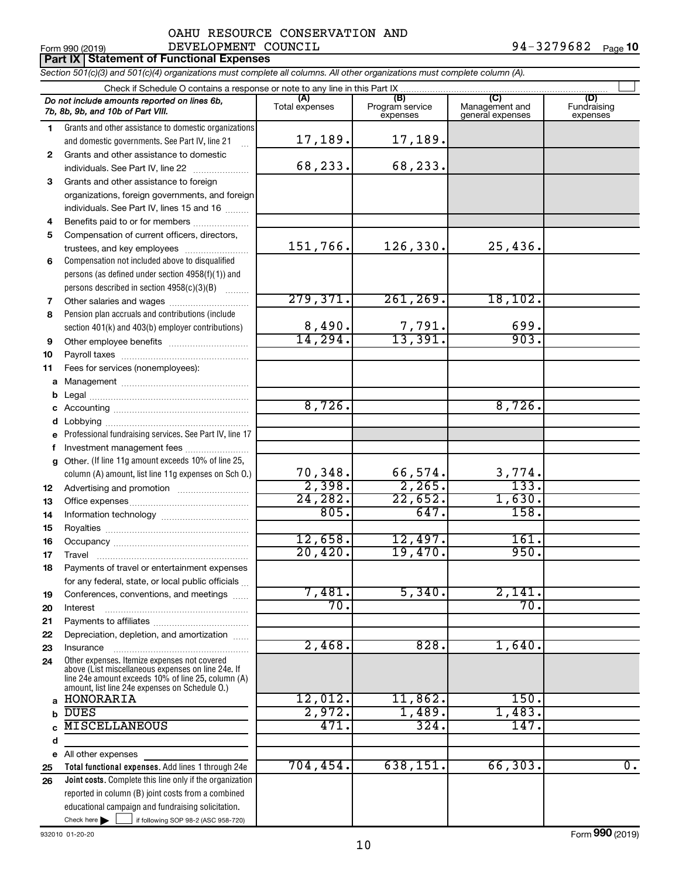OAHU RESOURCE CONSERVATION AND DEVELOPMENT COUNCIL

Form 990 (2019) 94-3279682 Page **10**

**Part IX Statement of Functional Expenses**

*Section 501(c)(3) and 501(c)(4) organizations must complete all columns. All other organizations must complete column (A).*

Check if Schedule O contains a response or note to any line in this Part IX

| *Do not include amounts reported on lines 6b, 7b, 8b, 9b, and 10b of Part VIII.* | (A) Total expenses | (B) Program service expenses | (C) Management and general expenses | (D) Fundraising expenses |
|---|---|---|---|---|
| **1** Grants and other assistance to domestic organizations and domestic governments. See Part IV, line 21 | 17,189. | 17,189. | | |
| **2** Grants and other assistance to domestic individuals. See Part IV, line 22 | 68,233. | 68,233. | | |
| **3** Grants and other assistance to foreign organizations, foreign governments, and foreign individuals. See Part IV, lines 15 and 16 | | | | |
| **4** Benefits paid to or for members | | | | |
| **5** Compensation of current officers, directors, trustees, and key employees | 151,766. | 126,330. | 25,436. | |
| **6** Compensation not included above to disqualified persons (as defined under section 4958(f)(1)) and persons described in section 4958(c)(3)(B) | | | | |
| **7** Other salaries and wages | 279,371. | 261,269. | 18,102. | |
| **8** Pension plan accruals and contributions (include section 401(k) and 403(b) employer contributions) | 8,490. | 7,791. | 699. | |
| **9** Other employee benefits | 14,294. | 13,391. | 903. | |
| **10** Payroll taxes | | | | |
| **11** Fees for services (nonemployees): | | | | |
| **a** Management | | | | |
| **b** Legal | | | | |
| **c** Accounting | 8,726. | | 8,726. | |
| **d** Lobbying | | | | |
| **e** Professional fundraising services. See Part IV, line 17 | | | | |
| **f** Investment management fees | | | | |
| **g** Other. (If line 11g amount exceeds 10% of line 25, column (A) amount, list line 11g expenses on Sch O.) | 70,348. | 66,574. | 3,774. | |
| **12** Advertising and promotion | 2,398. | 2,265. | 133. | |
| **13** Office expenses | 24,282. | 22,652. | 1,630. | |
| **14** Information technology | 805. | 647. | 158. | |
| **15** Royalties | | | | |
| **16** Occupancy | 12,658. | 12,497. | 161. | |
| **17** Travel | 20,420. | 19,470. | 950. | |
| **18** Payments of travel or entertainment expenses for any federal, state, or local public officials | | | | |
| **19** Conferences, conventions, and meetings | 7,481. | 5,340. | 2,141. | |
| **20** Interest | 70. | | 70. | |
| **21** Payments to affiliates | | | | |
| **22** Depreciation, depletion, and amortization | | | | |
| **23** Insurance | 2,468. | 828. | 1,640. | |
| **24** Other expenses. Itemize expenses not covered above (List miscellaneous expenses on line 24e. If line 24e amount exceeds 10% of line 25, column (A) amount, list line 24e expenses on Schedule O.) | | | | |
| **a** HONORARIA | 12,012. | 11,862. | 150. | |
| **b** DUES | 2,972. | 1,489. | 1,483. | |
| **c** MISCELLANEOUS | 471. | 324. | 147. | |
| **d** | | | | |
| **e** All other expenses | | | | |
| **25 Total functional expenses.** Add lines 1 through 24e | 704,454. | 638,151. | 66,303. | 0. |
| **26 Joint costs.** Complete this line only if the organization reported in column (B) joint costs from a combined educational campaign and fundraising solicitation. Check here ☐ if following SOP 98-2 (ASC 958-720) | | | | |

932010 01-20-20 Form **990** (2019)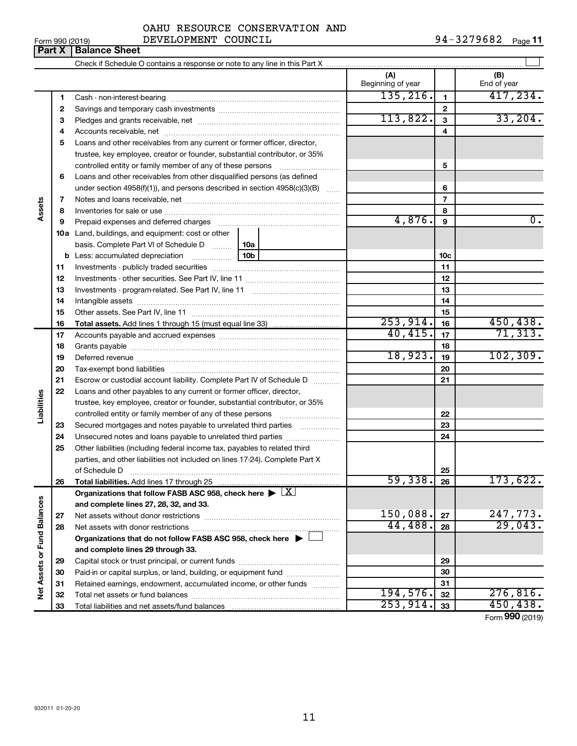OAHU RESOURCE CONSERVATION AND DEVELOPMENT COUNCIL

Form 990 (2019) 94-3279682 Page 11

**Part X | Balance Sheet**

Check if Schedule O contains a response or note to any line in this Part X ☐

| | | | (A) Beginning of year | | (B) End of year |
|---|---|---|---|---|---|
| Assets | 1 | Cash - non-interest-bearing | 135,216. | 1 | 417,234. |
| | 2 | Savings and temporary cash investments | | 2 | |
| | 3 | Pledges and grants receivable, net | 113,822. | 3 | 33,204. |
| | 4 | Accounts receivable, net | | 4 | |
| | 5 | Loans and other receivables from any current or former officer, director, trustee, key employee, creator or founder, substantial contributor, or 35% controlled entity or family member of any of these persons | | 5 | |
| | 6 | Loans and other receivables from other disqualified persons (as defined under section 4958(f)(1)), and persons described in section 4958(c)(3)(B) | | 6 | |
| | 7 | Notes and loans receivable, net | | 7 | |
| | 8 | Inventories for sale or use | | 8 | |
| | 9 | Prepaid expenses and deferred charges | 4,876. | 9 | 0. |
| | 10a | Land, buildings, and equipment: cost or other basis. Complete Part VI of Schedule D ... 10a | | | |
| | b | Less: accumulated depreciation ... 10b | | 10c | |
| | 11 | Investments - publicly traded securities | | 11 | |
| | 12 | Investments - other securities. See Part IV, line 11 | | 12 | |
| | 13 | Investments - program-related. See Part IV, line 11 | | 13 | |
| | 14 | Intangible assets | | 14 | |
| | 15 | Other assets. See Part IV, line 11 | | 15 | |
| | 16 | **Total assets.** Add lines 1 through 15 (must equal line 33) | 253,914. | 16 | 450,438. |
| Liabilities | 17 | Accounts payable and accrued expenses | 40,415. | 17 | 71,313. |
| | 18 | Grants payable | | 18 | |
| | 19 | Deferred revenue | 18,923. | 19 | 102,309. |
| | 20 | Tax-exempt bond liabilities | | 20 | |
| | 21 | Escrow or custodial account liability. Complete Part IV of Schedule D | | 21 | |
| | 22 | Loans and other payables to any current or former officer, director, trustee, key employee, creator or founder, substantial contributor, or 35% controlled entity or family member of any of these persons | | 22 | |
| | 23 | Secured mortgages and notes payable to unrelated third parties | | 23 | |
| | 24 | Unsecured notes and loans payable to unrelated third parties | | 24 | |
| | 25 | Other liabilities (including federal income tax, payables to related third parties, and other liabilities not included on lines 17-24). Complete Part X of Schedule D | | 25 | |
| | 26 | **Total liabilities.** Add lines 17 through 25 | 59,338. | 26 | 173,622. |
| Net Assets or Fund Balances | | **Organizations that follow FASB ASC 958, check here ▶ ☒ and complete lines 27, 28, 32, and 33.** | | | |
| | 27 | Net assets without donor restrictions | 150,088. | 27 | 247,773. |
| | 28 | Net assets with donor restrictions | 44,488. | 28 | 29,043. |
| | | **Organizations that do not follow FASB ASC 958, check here ▶ ☐ and complete lines 29 through 33.** | | | |
| | 29 | Capital stock or trust principal, or current funds | | 29 | |
| | 30 | Paid-in or capital surplus, or land, building, or equipment fund | | 30 | |
| | 31 | Retained earnings, endowment, accumulated income, or other funds | | 31 | |
| | 32 | Total net assets or fund balances | 194,576. | 32 | 276,816. |
| | 33 | Total liabilities and net assets/fund balances | 253,914. | 33 | 450,438. |

Form **990** (2019)

932011 01-20-20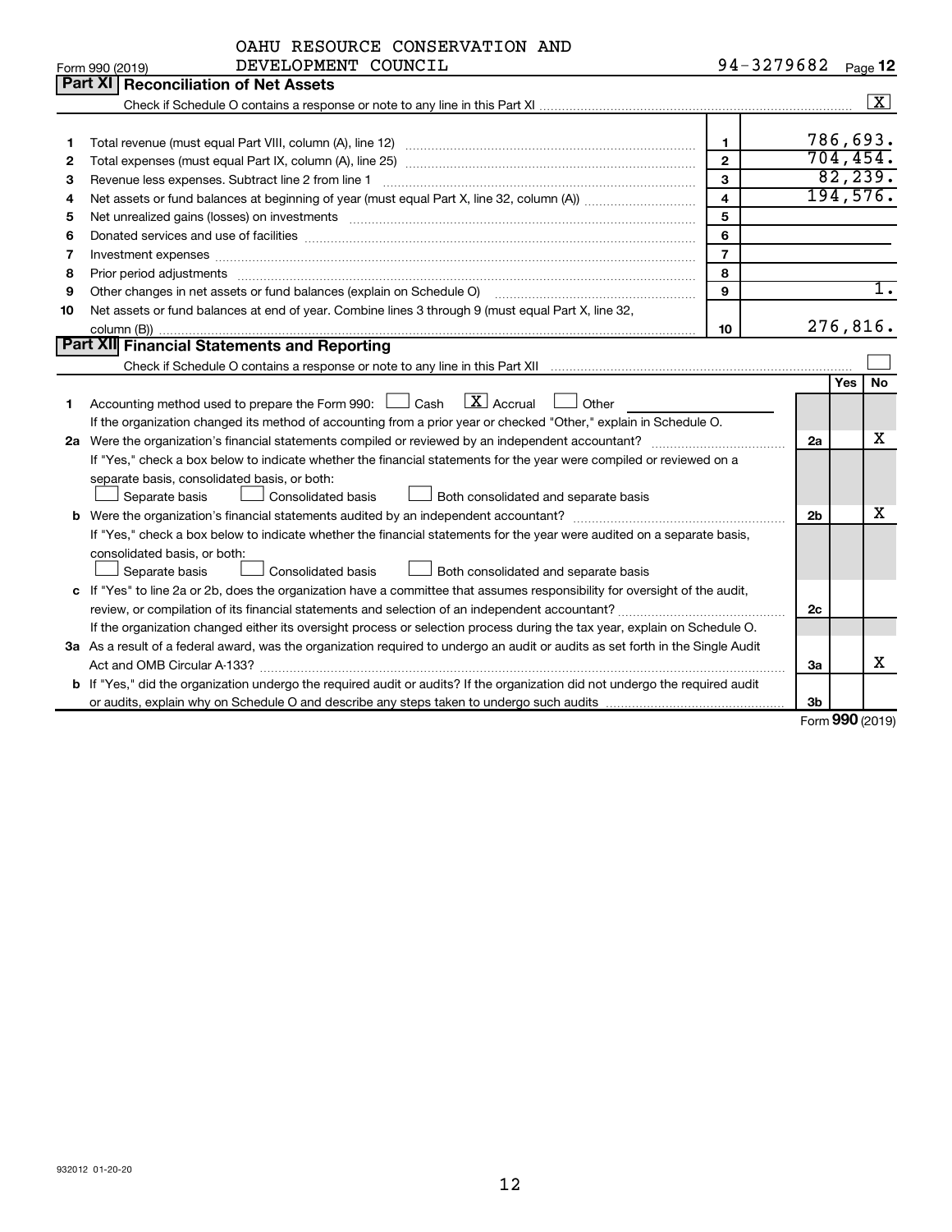OAHU RESOURCE CONSERVATION AND DEVELOPMENT COUNCIL

Form 990 (2019) 94-3279682 Page 12

## Part XI Reconciliation of Net Assets

Check if Schedule O contains a response or note to any line in this Part XI ..... [X]

| | | | |
|---|---|---|---|
| 1 | Total revenue (must equal Part VIII, column (A), line 12) | 1 | 786,693. |
| 2 | Total expenses (must equal Part IX, column (A), line 25) | 2 | 704,454. |
| 3 | Revenue less expenses. Subtract line 2 from line 1 | 3 | 82,239. |
| 4 | Net assets or fund balances at beginning of year (must equal Part X, line 32, column (A)) | 4 | 194,576. |
| 5 | Net unrealized gains (losses) on investments | 5 | |
| 6 | Donated services and use of facilities | 6 | |
| 7 | Investment expenses | 7 | |
| 8 | Prior period adjustments | 8 | |
| 9 | Other changes in net assets or fund balances (explain on Schedule O) | 9 | 1. |
| 10 | Net assets or fund balances at end of year. Combine lines 3 through 9 (must equal Part X, line 32, column (B)) | 10 | 276,816. |

## Part XII Financial Statements and Reporting

Check if Schedule O contains a response or note to any line in this Part XII ..... [ ]

| | | | Yes | No |
|---|---|---|---|---|
| 1 | Accounting method used to prepare the Form 990: [ ] Cash [X] Accrual [ ] Other<br>If the organization changed its method of accounting from a prior year or checked "Other," explain in Schedule O. | | | |
| 2a | Were the organization's financial statements compiled or reviewed by an independent accountant?<br>If "Yes," check a box below to indicate whether the financial statements for the year were compiled or reviewed on a separate basis, consolidated basis, or both:<br>[ ] Separate basis [ ] Consolidated basis [ ] Both consolidated and separate basis | 2a | | X |
| b | Were the organization's financial statements audited by an independent accountant?<br>If "Yes," check a box below to indicate whether the financial statements for the year were audited on a separate basis, consolidated basis, or both:<br>[ ] Separate basis [ ] Consolidated basis [ ] Both consolidated and separate basis | 2b | | X |
| c | If "Yes" to line 2a or 2b, does the organization have a committee that assumes responsibility for oversight of the audit, review, or compilation of its financial statements and selection of an independent accountant?<br>If the organization changed either its oversight process or selection process during the tax year, explain on Schedule O. | 2c | | |
| 3a | As a result of a federal award, was the organization required to undergo an audit or audits as set forth in the Single Audit Act and OMB Circular A-133? | 3a | | X |
| b | If "Yes," did the organization undergo the required audit or audits? If the organization did not undergo the required audit or audits, explain why on Schedule O and describe any steps taken to undergo such audits | 3b | | |

Form 990 (2019)

932012 01-20-20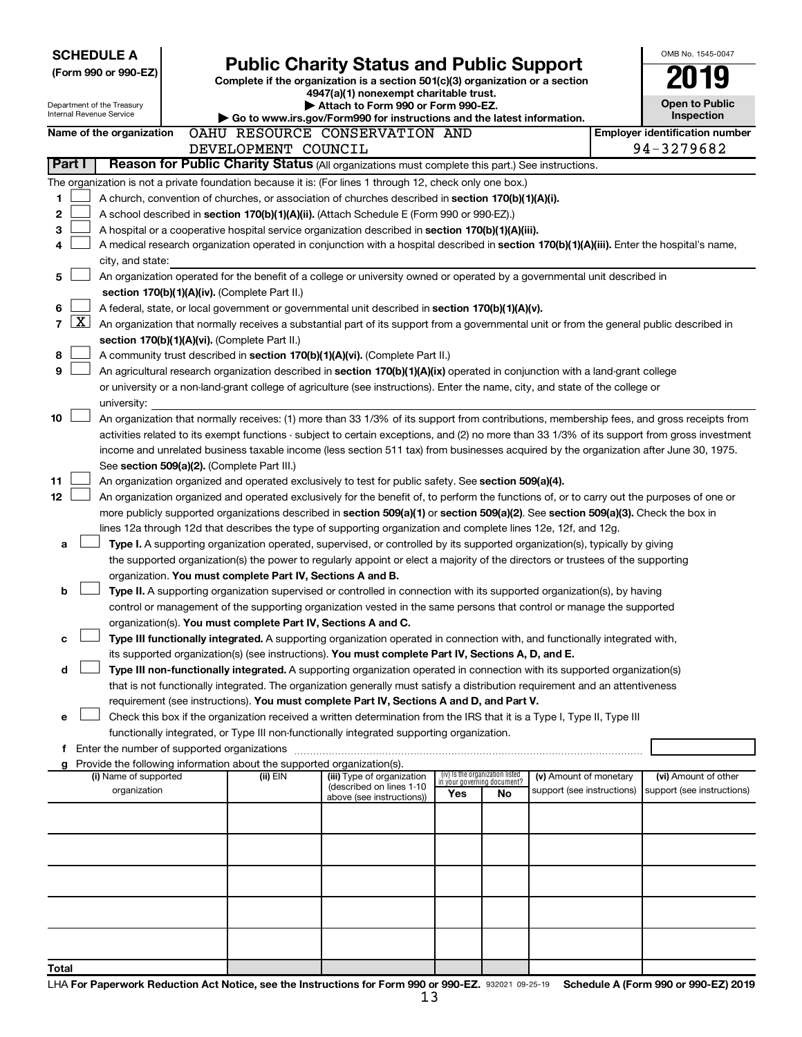**SCHEDULE A**
**(Form 990 or 990-EZ)**

Department of the Treasury
Internal Revenue Service

# Public Charity Status and Public Support

**Complete if the organization is a section 501(c)(3) organization or a section 4947(a)(1) nonexempt charitable trust.**
**▶ Attach to Form 990 or Form 990-EZ.**
**▶ Go to www.irs.gov/Form990 for instructions and the latest information.**

OMB No. 1545-0047

**2019**

**Open to Public Inspection**

**Name of the organization** OAHU RESOURCE CONSERVATION AND DEVELOPMENT COUNCIL

**Employer identification number** 94-3279682

## Part I Reason for Public Charity Status (All organizations must complete this part.) See instructions.

The organization is not a private foundation because it is: (For lines 1 through 12, check only one box.)

1 ☐ A church, convention of churches, or association of churches described in **section 170(b)(1)(A)(i).**

2 ☐ A school described in **section 170(b)(1)(A)(ii).** (Attach Schedule E (Form 990 or 990-EZ).)

3 ☐ A hospital or a cooperative hospital service organization described in **section 170(b)(1)(A)(iii).**

4 ☐ A medical research organization operated in conjunction with a hospital described in **section 170(b)(1)(A)(iii).** Enter the hospital's name, city, and state:

5 ☐ An organization operated for the benefit of a college or university owned or operated by a governmental unit described in **section 170(b)(1)(A)(iv).** (Complete Part II.)

6 ☐ A federal, state, or local government or governmental unit described in **section 170(b)(1)(A)(v).**

7 ☒ An organization that normally receives a substantial part of its support from a governmental unit or from the general public described in **section 170(b)(1)(A)(vi).** (Complete Part II.)

8 ☐ A community trust described in **section 170(b)(1)(A)(vi).** (Complete Part II.)

9 ☐ An agricultural research organization described in **section 170(b)(1)(A)(ix)** operated in conjunction with a land-grant college or university or a non-land-grant college of agriculture (see instructions). Enter the name, city, and state of the college or university:

10 ☐ An organization that normally receives: (1) more than 33 1/3% of its support from contributions, membership fees, and gross receipts from activities related to its exempt functions - subject to certain exceptions, and (2) no more than 33 1/3% of its support from gross investment income and unrelated business taxable income (less section 511 tax) from businesses acquired by the organization after June 30, 1975. See **section 509(a)(2).** (Complete Part III.)

11 ☐ An organization organized and operated exclusively to test for public safety. See **section 509(a)(4).**

12 ☐ An organization organized and operated exclusively for the benefit of, to perform the functions of, or to carry out the purposes of one or more publicly supported organizations described in **section 509(a)(1)** or **section 509(a)(2)**. See **section 509(a)(3).** Check the box in lines 12a through 12d that describes the type of supporting organization and complete lines 12e, 12f, and 12g.

a ☐ **Type I.** A supporting organization operated, supervised, or controlled by its supported organization(s), typically by giving the supported organization(s) the power to regularly appoint or elect a majority of the directors or trustees of the supporting organization. **You must complete Part IV, Sections A and B.**

b ☐ **Type II.** A supporting organization supervised or controlled in connection with its supported organization(s), by having control or management of the supporting organization vested in the same persons that control or manage the supported organization(s). **You must complete Part IV, Sections A and C.**

c ☐ **Type III functionally integrated.** A supporting organization operated in connection with, and functionally integrated with, its supported organization(s) (see instructions). **You must complete Part IV, Sections A, D, and E.**

d ☐ **Type III non-functionally integrated.** A supporting organization operated in connection with its supported organization(s) that is not functionally integrated. The organization generally must satisfy a distribution requirement and an attentiveness requirement (see instructions). **You must complete Part IV, Sections A and D, and Part V.**

e ☐ Check this box if the organization received a written determination from the IRS that it is a Type I, Type II, Type III functionally integrated, or Type III non-functionally integrated supporting organization.

f Enter the number of supported organizations

g Provide the following information about the supported organization(s).

| (i) Name of supported organization | (ii) EIN | (iii) Type of organization (described on lines 1-10 above (see instructions)) | (iv) Is the organization listed in your governing document? Yes | No | (v) Amount of monetary support (see instructions) | (vi) Amount of other support (see instructions) |
|---|---|---|---|---|---|---|
| | | | | | | |
| | | | | | | |
| | | | | | | |
| | | | | | | |
| | | | | | | |
| **Total** | | | | | | |

LHA **For Paperwork Reduction Act Notice, see the Instructions for Form 990 or 990-EZ.** 932021 09-25-19 **Schedule A (Form 990 or 990-EZ) 2019**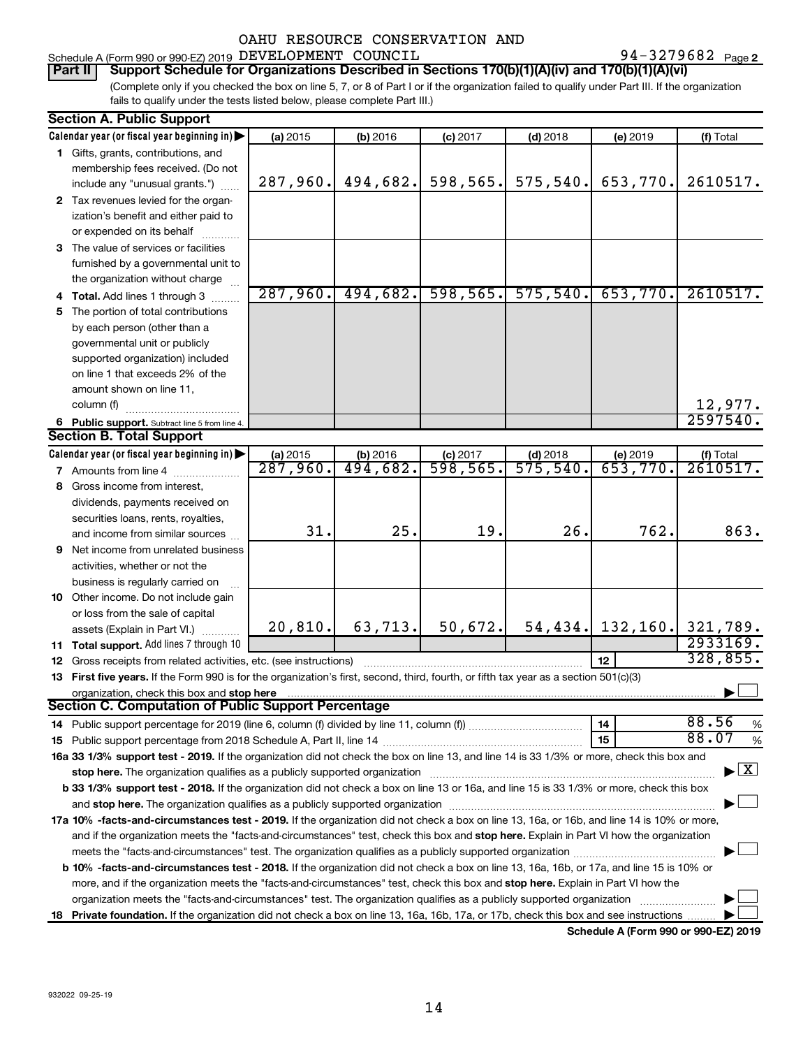OAHU RESOURCE CONSERVATION AND

Schedule A (Form 990 or 990-EZ) 2019 DEVELOPMENT COUNCIL 94-3279682 Page 2

**Part II** **Support Schedule for Organizations Described in Sections 170(b)(1)(A)(iv) and 170(b)(1)(A)(vi)**

(Complete only if you checked the box on line 5, 7, or 8 of Part I or if the organization failed to qualify under Part III. If the organization fails to qualify under the tests listed below, please complete Part III.)

## Section A. Public Support

| Calendar year (or fiscal year beginning in) ▶ | (a) 2015 | (b) 2016 | (c) 2017 | (d) 2018 | (e) 2019 | (f) Total |
|---|---|---|---|---|---|---|
| **1** Gifts, grants, contributions, and membership fees received. (Do not include any "unusual grants.") | 287,960. | 494,682. | 598,565. | 575,540. | 653,770. | 2610517. |
| **2** Tax revenues levied for the organization's benefit and either paid to or expended on its behalf | | | | | | |
| **3** The value of services or facilities furnished by a governmental unit to the organization without charge | | | | | | |
| **4** **Total.** Add lines 1 through 3 | 287,960. | 494,682. | 598,565. | 575,540. | 653,770. | 2610517. |
| **5** The portion of total contributions by each person (other than a governmental unit or publicly supported organization) included on line 1 that exceeds 2% of the amount shown on line 11, column (f) | | | | | | 12,977. |
| **6** **Public support.** Subtract line 5 from line 4. | | | | | | 2597540. |

## Section B. Total Support

| Calendar year (or fiscal year beginning in) ▶ | (a) 2015 | (b) 2016 | (c) 2017 | (d) 2018 | (e) 2019 | (f) Total |
|---|---|---|---|---|---|---|
| **7** Amounts from line 4 | 287,960. | 494,682. | 598,565. | 575,540. | 653,770. | 2610517. |
| **8** Gross income from interest, dividends, payments received on securities loans, rents, royalties, and income from similar sources | 31. | 25. | 19. | 26. | 762. | 863. |
| **9** Net income from unrelated business activities, whether or not the business is regularly carried on | | | | | | |
| **10** Other income. Do not include gain or loss from the sale of capital assets (Explain in Part VI.) | 20,810. | 63,713. | 50,672. | 54,434. | 132,160. | 321,789. |
| **11** **Total support.** Add lines 7 through 10 | | | | | | 2933169. |
| **12** Gross receipts from related activities, etc. (see instructions) | | | | | 12 | 328,855. |

**13** **First five years.** If the Form 990 is for the organization's first, second, third, fourth, or fifth tax year as a section 501(c)(3) organization, check this box and **stop here** ▶ ☐

## Section C. Computation of Public Support Percentage

**14** Public support percentage for 2019 (line 6, column (f) divided by line 11, column (f)) — **14** — 88.56 %

**15** Public support percentage from 2018 Schedule A, Part II, line 14 — **15** — 88.07 %

**16a 33 1/3% support test - 2019.** If the organization did not check the box on line 13, and line 14 is 33 1/3% or more, check this box and **stop here.** The organization qualifies as a publicly supported organization ▶ ☒

**b 33 1/3% support test - 2018.** If the organization did not check a box on line 13 or 16a, and line 15 is 33 1/3% or more, check this box and **stop here.** The organization qualifies as a publicly supported organization ▶ ☐

**17a 10% -facts-and-circumstances test - 2019.** If the organization did not check a box on line 13, 16a, or 16b, and line 14 is 10% or more, and if the organization meets the "facts-and-circumstances" test, check this box and **stop here.** Explain in Part VI how the organization meets the "facts-and-circumstances" test. The organization qualifies as a publicly supported organization ▶ ☐

**b 10% -facts-and-circumstances test - 2018.** If the organization did not check a box on line 13, 16a, 16b, or 17a, and line 15 is 10% or more, and if the organization meets the "facts-and-circumstances" test, check this box and **stop here.** Explain in Part VI how the organization meets the "facts-and-circumstances" test. The organization qualifies as a publicly supported organization ▶ ☐

**18** **Private foundation.** If the organization did not check a box on line 13, 16a, 16b, 17a, or 17b, check this box and see instructions ▶ ☐

**Schedule A (Form 990 or 990-EZ) 2019**

932022 09-25-19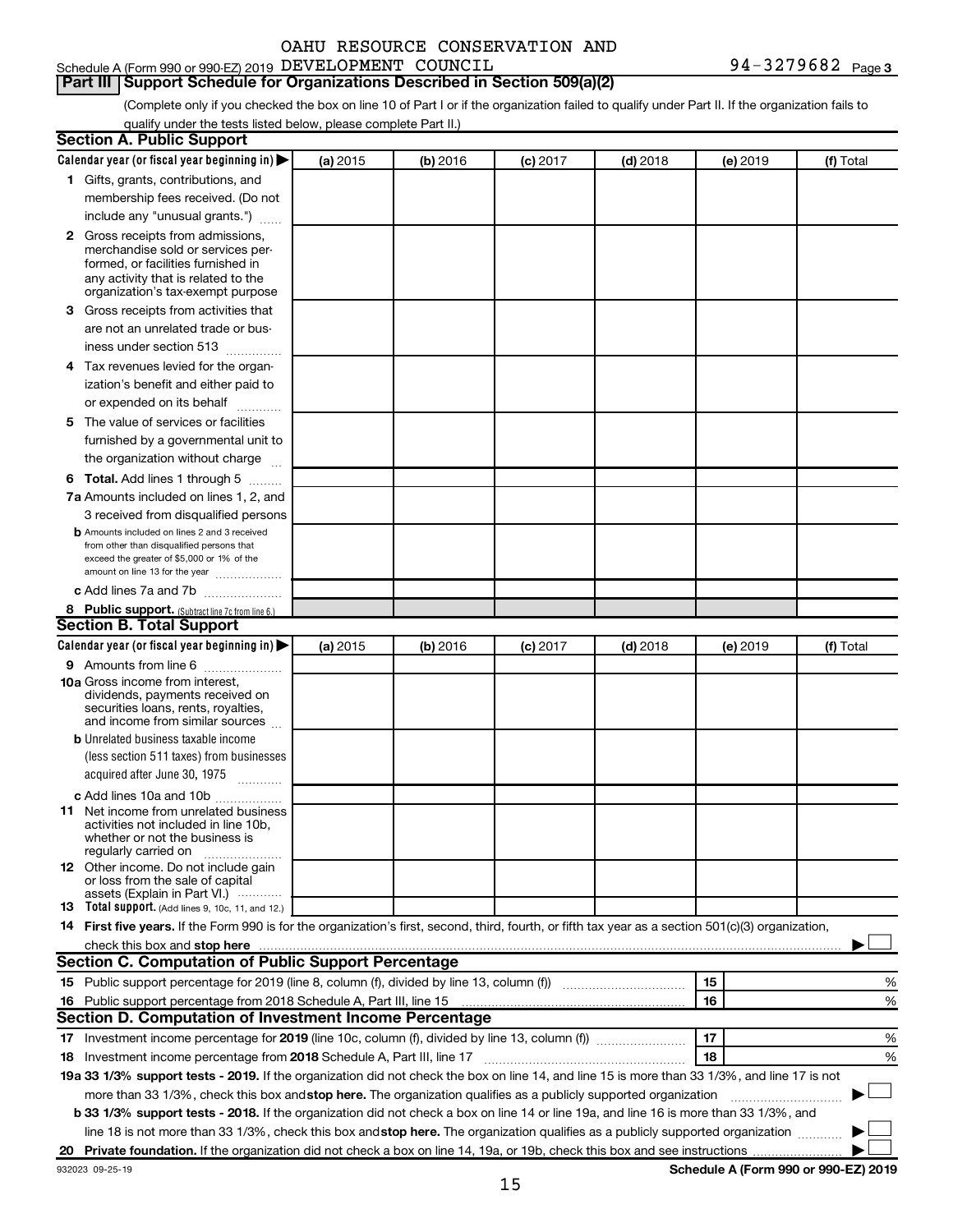OAHU RESOURCE CONSERVATION AND

Schedule A (Form 990 or 990-EZ) 2019 DEVELOPMENT COUNCIL 94-3279682 Page 3

**Part III | Support Schedule for Organizations Described in Section 509(a)(2)**

(Complete only if you checked the box on line 10 of Part I or if the organization failed to qualify under Part II. If the organization fails to qualify under the tests listed below, please complete Part II.)

**Section A. Public Support**

| Calendar year (or fiscal year beginning in) ▶ | (a) 2015 | (b) 2016 | (c) 2017 | (d) 2018 | (e) 2019 | (f) Total |
|---|---|---|---|---|---|---|
| **1** Gifts, grants, contributions, and membership fees received. (Do not include any "unusual grants.") | | | | | | |
| **2** Gross receipts from admissions, merchandise sold or services performed, or facilities furnished in any activity that is related to the organization's tax-exempt purpose | | | | | | |
| **3** Gross receipts from activities that are not an unrelated trade or business under section 513 | | | | | | |
| **4** Tax revenues levied for the organization's benefit and either paid to or expended on its behalf | | | | | | |
| **5** The value of services or facilities furnished by a governmental unit to the organization without charge | | | | | | |
| **6 Total.** Add lines 1 through 5 | | | | | | |
| **7a** Amounts included on lines 1, 2, and 3 received from disqualified persons | | | | | | |
| **b** Amounts included on lines 2 and 3 received from other than disqualified persons that exceed the greater of $5,000 or 1% of the amount on line 13 for the year | | | | | | |
| **c** Add lines 7a and 7b | | | | | | |
| **8 Public support.** (Subtract line 7c from line 6.) | | | | | | |

**Section B. Total Support**

| Calendar year (or fiscal year beginning in) ▶ | (a) 2015 | (b) 2016 | (c) 2017 | (d) 2018 | (e) 2019 | (f) Total |
|---|---|---|---|---|---|---|
| **9** Amounts from line 6 | | | | | | |
| **10a** Gross income from interest, dividends, payments received on securities loans, rents, royalties, and income from similar sources | | | | | | |
| **b** Unrelated business taxable income (less section 511 taxes) from businesses acquired after June 30, 1975 | | | | | | |
| **c** Add lines 10a and 10b | | | | | | |
| **11** Net income from unrelated business activities not included in line 10b, whether or not the business is regularly carried on | | | | | | |
| **12** Other income. Do not include gain or loss from the sale of capital assets (Explain in Part VI.) | | | | | | |
| **13 Total support.** (Add lines 9, 10c, 11, and 12.) | | | | | | |

**14 First five years.** If the Form 990 is for the organization's first, second, third, fourth, or fifth tax year as a section 501(c)(3) organization, check this box and **stop here** ▶ ☐

**Section C. Computation of Public Support Percentage**

| | | | |
|---|---|---|---|
| **15** Public support percentage for 2019 (line 8, column (f), divided by line 13, column (f)) | 15 | | % |
| **16** Public support percentage from 2018 Schedule A, Part III, line 15 | 16 | | % |

**Section D. Computation of Investment Income Percentage**

| | | | |
|---|---|---|---|
| **17** Investment income percentage for **2019** (line 10c, column (f), divided by line 13, column (f)) | 17 | | % |
| **18** Investment income percentage from **2018** Schedule A, Part III, line 17 | 18 | | % |

**19a 33 1/3% support tests - 2019.** If the organization did not check the box on line 14, and line 15 is more than 33 1/3%, and line 17 is not more than 33 1/3%, check this box and **stop here.** The organization qualifies as a publicly supported organization ▶ ☐

**b 33 1/3% support tests - 2018.** If the organization did not check a box on line 14 or line 19a, and line 16 is more than 33 1/3%, and line 18 is not more than 33 1/3%, check this box and **stop here.** The organization qualifies as a publicly supported organization ▶ ☐

**20 Private foundation.** If the organization did not check a box on line 14, 19a, or 19b, check this box and see instructions ▶ ☐

932023 09-25-19 **Schedule A (Form 990 or 990-EZ) 2019**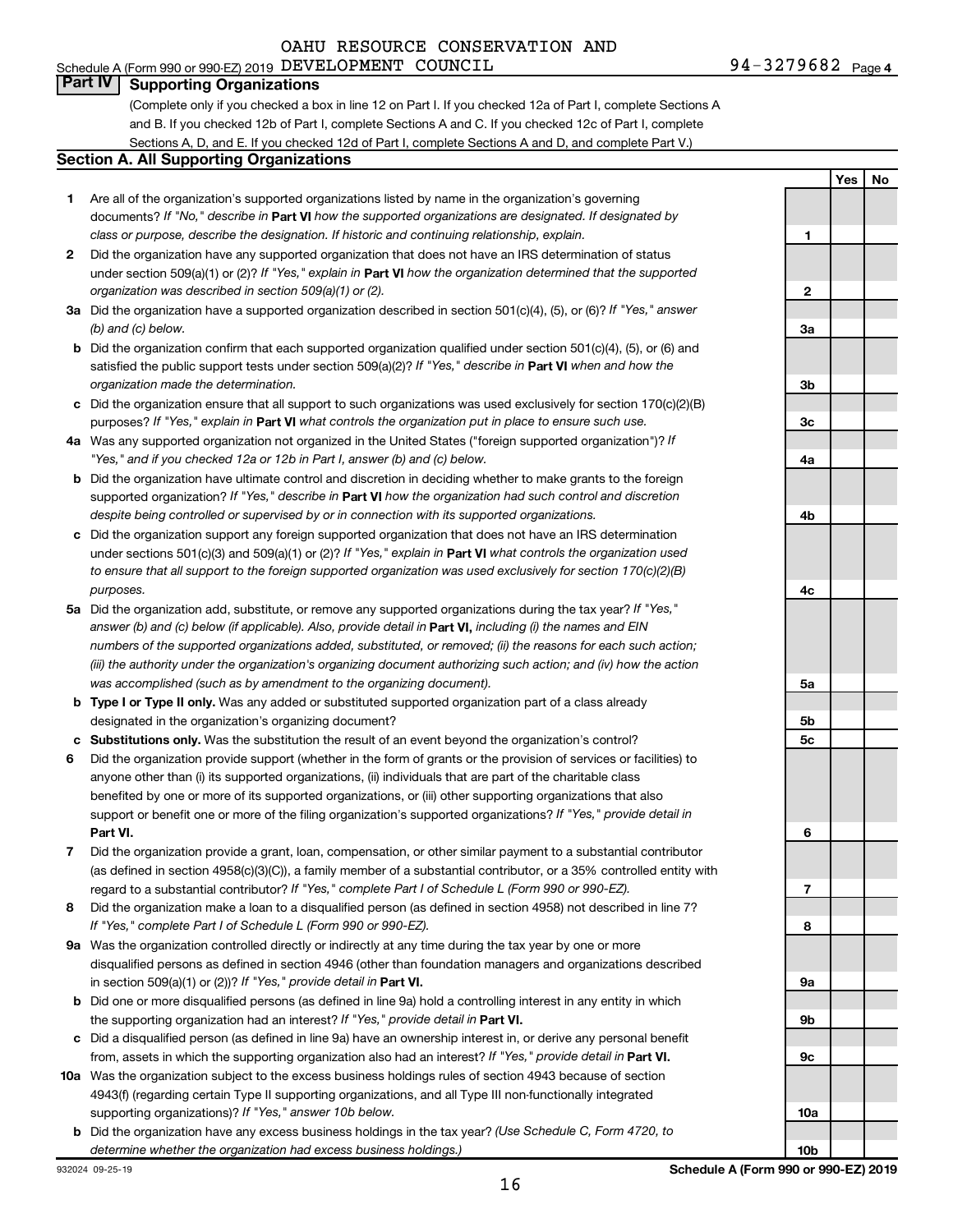OAHU RESOURCE CONSERVATION AND

Schedule A (Form 990 or 990-EZ) 2019 DEVELOPMENT COUNCIL 94-3279682 Page 4

## Part IV Supporting Organizations

(Complete only if you checked a box in line 12 on Part I. If you checked 12a of Part I, complete Sections A and B. If you checked 12b of Part I, complete Sections A and C. If you checked 12c of Part I, complete Sections A, D, and E. If you checked 12d of Part I, complete Sections A and D, and complete Part V.)

### Section A. All Supporting Organizations

| | | | Yes | No |
|---|---|---|---|---|
| **1** | Are all of the organization's supported organizations listed by name in the organization's governing documents? *If "No," describe in* **Part VI** *how the supported organizations are designated. If designated by class or purpose, describe the designation. If historic and continuing relationship, explain.* | 1 | | |
| **2** | Did the organization have any supported organization that does not have an IRS determination of status under section 509(a)(1) or (2)? *If "Yes," explain in* **Part VI** *how the organization determined that the supported organization was described in section 509(a)(1) or (2).* | 2 | | |
| **3a** | Did the organization have a supported organization described in section 501(c)(4), (5), or (6)? *If "Yes," answer (b) and (c) below.* | 3a | | |
| **b** | Did the organization confirm that each supported organization qualified under section 501(c)(4), (5), or (6) and satisfied the public support tests under section 509(a)(2)? *If "Yes," describe in* **Part VI** *when and how the organization made the determination.* | 3b | | |
| **c** | Did the organization ensure that all support to such organizations was used exclusively for section 170(c)(2)(B) purposes? *If "Yes," explain in* **Part VI** *what controls the organization put in place to ensure such use.* | 3c | | |
| **4a** | Was any supported organization not organized in the United States ("foreign supported organization")? *If "Yes," and if you checked 12a or 12b in Part I, answer (b) and (c) below.* | 4a | | |
| **b** | Did the organization have ultimate control and discretion in deciding whether to make grants to the foreign supported organization? *If "Yes," describe in* **Part VI** *how the organization had such control and discretion despite being controlled or supervised by or in connection with its supported organizations.* | 4b | | |
| **c** | Did the organization support any foreign supported organization that does not have an IRS determination under sections 501(c)(3) and 509(a)(1) or (2)? *If "Yes," explain in* **Part VI** *what controls the organization used to ensure that all support to the foreign supported organization was used exclusively for section 170(c)(2)(B) purposes.* | 4c | | |
| **5a** | Did the organization add, substitute, or remove any supported organizations during the tax year? *If "Yes," answer (b) and (c) below (if applicable). Also, provide detail in* **Part VI,** *including (i) the names and EIN numbers of the supported organizations added, substituted, or removed; (ii) the reasons for each such action; (iii) the authority under the organization's organizing document authorizing such action; and (iv) how the action was accomplished (such as by amendment to the organizing document).* | 5a | | |
| **b** | **Type I or Type II only.** Was any added or substituted supported organization part of a class already designated in the organization's organizing document? | 5b | | |
| **c** | **Substitutions only.** Was the substitution the result of an event beyond the organization's control? | 5c | | |
| **6** | Did the organization provide support (whether in the form of grants or the provision of services or facilities) to anyone other than (i) its supported organizations, (ii) individuals that are part of the charitable class benefited by one or more of its supported organizations, or (iii) other supporting organizations that also support or benefit one or more of the filing organization's supported organizations? *If "Yes," provide detail in* **Part VI.** | 6 | | |
| **7** | Did the organization provide a grant, loan, compensation, or other similar payment to a substantial contributor (as defined in section 4958(c)(3)(C)), a family member of a substantial contributor, or a 35% controlled entity with regard to a substantial contributor? *If "Yes," complete Part I of Schedule L (Form 990 or 990-EZ).* | 7 | | |
| **8** | Did the organization make a loan to a disqualified person (as defined in section 4958) not described in line 7? *If "Yes," complete Part I of Schedule L (Form 990 or 990-EZ).* | 8 | | |
| **9a** | Was the organization controlled directly or indirectly at any time during the tax year by one or more disqualified persons as defined in section 4946 (other than foundation managers and organizations described in section 509(a)(1) or (2))? *If "Yes," provide detail in* **Part VI.** | 9a | | |
| **b** | Did one or more disqualified persons (as defined in line 9a) hold a controlling interest in any entity in which the supporting organization had an interest? *If "Yes," provide detail in* **Part VI.** | 9b | | |
| **c** | Did a disqualified person (as defined in line 9a) have an ownership interest in, or derive any personal benefit from, assets in which the supporting organization also had an interest? *If "Yes," provide detail in* **Part VI.** | 9c | | |
| **10a** | Was the organization subject to the excess business holdings rules of section 4943 because of section 4943(f) (regarding certain Type II supporting organizations, and all Type III non-functionally integrated supporting organizations)? *If "Yes," answer 10b below.* | 10a | | |
| **b** | Did the organization have any excess business holdings in the tax year? *(Use Schedule C, Form 4720, to determine whether the organization had excess business holdings.)* | 10b | | |

932024 09-25-19 **Schedule A (Form 990 or 990-EZ) 2019**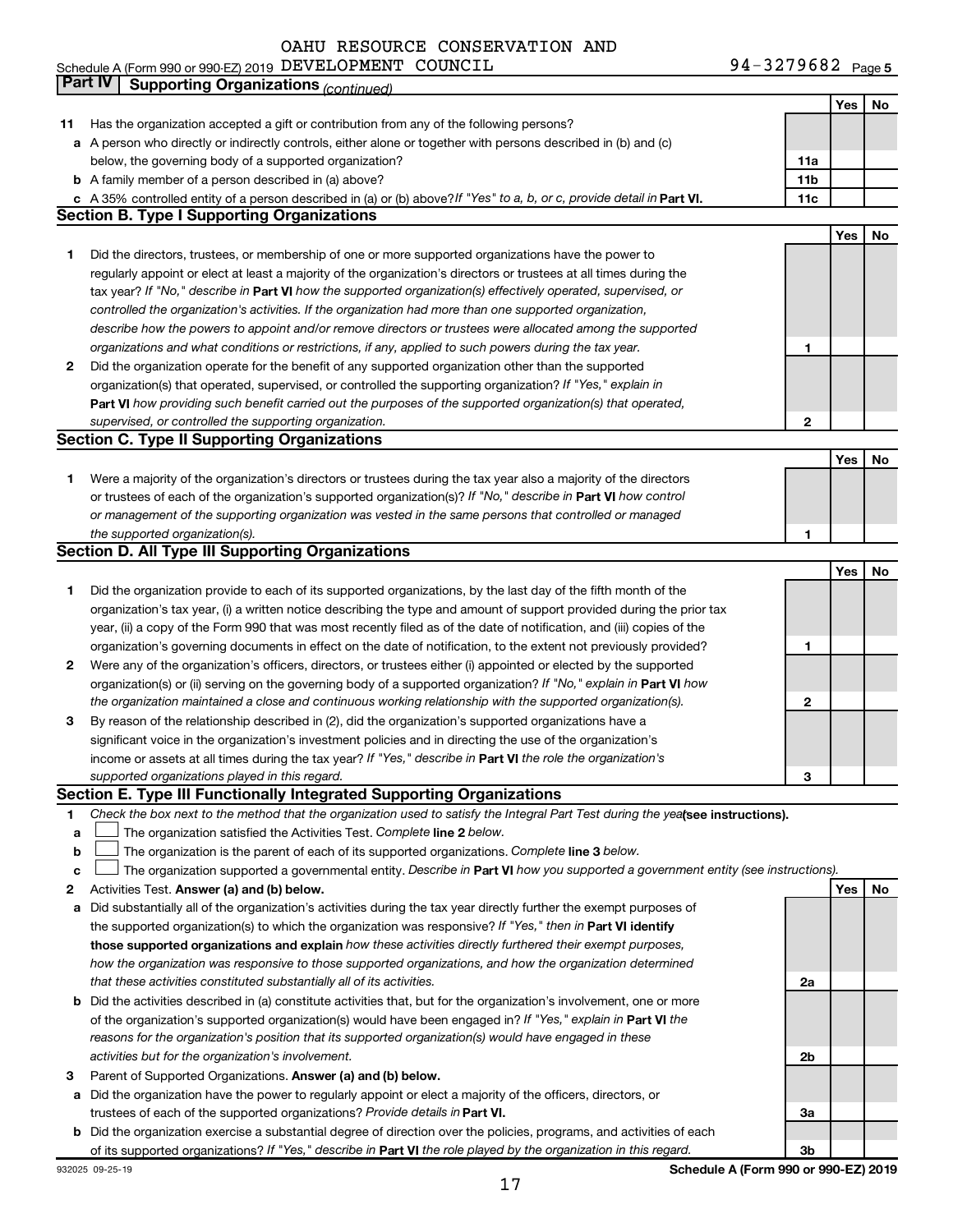OAHU RESOURCE CONSERVATION AND

Schedule A (Form 990 or 990-EZ) 2019 DEVELOPMENT COUNCIL 94-3279682 Page 5

## Part IV Supporting Organizations *(continued)*

| | | | Yes | No |
|---|---|---|---|---|
| **11** | Has the organization accepted a gift or contribution from any of the following persons? | | | |
| **a** | A person who directly or indirectly controls, either alone or together with persons described in (b) and (c) below, the governing body of a supported organization? | 11a | | |
| **b** | A family member of a person described in (a) above? | 11b | | |
| **c** | A 35% controlled entity of a person described in (a) or (b) above? *If "Yes" to a, b, or c, provide detail in* **Part VI.** | 11c | | |

### Section B. Type I Supporting Organizations

| | | | Yes | No |
|---|---|---|---|---|
| **1** | Did the directors, trustees, or membership of one or more supported organizations have the power to regularly appoint or elect at least a majority of the organization's directors or trustees at all times during the tax year? *If "No," describe in* **Part VI** *how the supported organization(s) effectively operated, supervised, or controlled the organization's activities. If the organization had more than one supported organization, describe how the powers to appoint and/or remove directors or trustees were allocated among the supported organizations and what conditions or restrictions, if any, applied to such powers during the tax year.* | 1 | | |
| **2** | Did the organization operate for the benefit of any supported organization other than the supported organization(s) that operated, supervised, or controlled the supporting organization? *If "Yes," explain in* **Part VI** *how providing such benefit carried out the purposes of the supported organization(s) that operated, supervised, or controlled the supporting organization.* | 2 | | |

### Section C. Type II Supporting Organizations

| | | | Yes | No |
|---|---|---|---|---|
| **1** | Were a majority of the organization's directors or trustees during the tax year also a majority of the directors or trustees of each of the organization's supported organization(s)? *If "No," describe in* **Part VI** *how control or management of the supporting organization was vested in the same persons that controlled or managed the supported organization(s).* | 1 | | |

### Section D. All Type III Supporting Organizations

| | | | Yes | No |
|---|---|---|---|---|
| **1** | Did the organization provide to each of its supported organizations, by the last day of the fifth month of the organization's tax year, (i) a written notice describing the type and amount of support provided during the prior tax year, (ii) a copy of the Form 990 that was most recently filed as of the date of notification, and (iii) copies of the organization's governing documents in effect on the date of notification, to the extent not previously provided? | 1 | | |
| **2** | Were any of the organization's officers, directors, or trustees either (i) appointed or elected by the supported organization(s) or (ii) serving on the governing body of a supported organization? *If "No," explain in* **Part VI** *how the organization maintained a close and continuous working relationship with the supported organization(s).* | 2 | | |
| **3** | By reason of the relationship described in (2), did the organization's supported organizations have a significant voice in the organization's investment policies and in directing the use of the organization's income or assets at all times during the tax year? *If "Yes," describe in* **Part VI** *the role the organization's supported organizations played in this regard.* | 3 | | |

### Section E. Type III Functionally Integrated Supporting Organizations

**1** *Check the box next to the method that the organization used to satisfy the Integral Part Test during the year* **(see instructions).**

- **a** ☐ The organization satisfied the Activities Test. *Complete* **line 2** *below.*
- **b** ☐ The organization is the parent of each of its supported organizations. *Complete* **line 3** *below.*
- **c** ☐ The organization supported a governmental entity. *Describe in* **Part VI** *how you supported a government entity (see instructions).*

| | | | Yes | No |
|---|---|---|---|---|
| **2** | Activities Test. **Answer (a) and (b) below.** | | | |
| **a** | Did substantially all of the organization's activities during the tax year directly further the exempt purposes of the supported organization(s) to which the organization was responsive? *If "Yes," then in* **Part VI identify those supported organizations and explain** *how these activities directly furthered their exempt purposes, how the organization was responsive to those supported organizations, and how the organization determined that these activities constituted substantially all of its activities.* | 2a | | |
| **b** | Did the activities described in (a) constitute activities that, but for the organization's involvement, one or more of the organization's supported organization(s) would have been engaged in? *If "Yes," explain in* **Part VI** *the reasons for the organization's position that its supported organization(s) would have engaged in these activities but for the organization's involvement.* | 2b | | |
| **3** | Parent of Supported Organizations. **Answer (a) and (b) below.** | | | |
| **a** | Did the organization have the power to regularly appoint or elect a majority of the officers, directors, or trustees of each of the supported organizations? *Provide details in* **Part VI.** | 3a | | |
| **b** | Did the organization exercise a substantial degree of direction over the policies, programs, and activities of each of its supported organizations? *If "Yes," describe in* **Part VI** *the role played by the organization in this regard.* | 3b | | |

932025 09-25-19 **Schedule A (Form 990 or 990-EZ) 2019**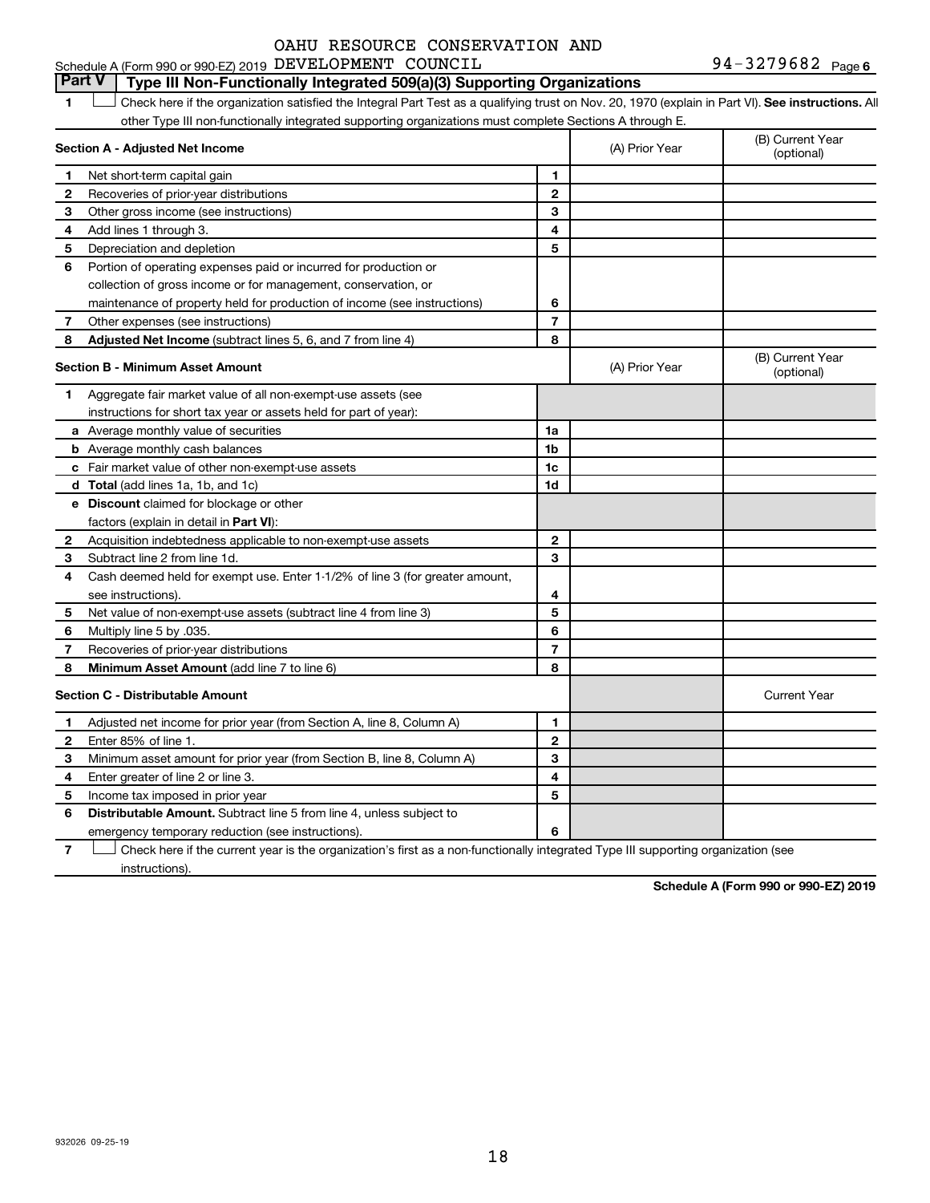OAHU RESOURCE CONSERVATION AND

Schedule A (Form 990 or 990-EZ) 2019 DEVELOPMENT COUNCIL 94-3279682 Page 6

**Part V | Type III Non-Functionally Integrated 509(a)(3) Supporting Organizations**

1 ☐ Check here if the organization satisfied the Integral Part Test as a qualifying trust on Nov. 20, 1970 (explain in Part VI). **See instructions.** All other Type III non-functionally integrated supporting organizations must complete Sections A through E.

| **Section A - Adjusted Net Income** | | | (A) Prior Year | (B) Current Year (optional) |
|---|---|---|---|---|
| 1 | Net short-term capital gain | 1 | | |
| 2 | Recoveries of prior-year distributions | 2 | | |
| 3 | Other gross income (see instructions) | 3 | | |
| 4 | Add lines 1 through 3. | 4 | | |
| 5 | Depreciation and depletion | 5 | | |
| 6 | Portion of operating expenses paid or incurred for production or collection of gross income or for management, conservation, or maintenance of property held for production of income (see instructions) | 6 | | |
| 7 | Other expenses (see instructions) | 7 | | |
| 8 | **Adjusted Net Income** (subtract lines 5, 6, and 7 from line 4) | 8 | | |

| **Section B - Minimum Asset Amount** | | | (A) Prior Year | (B) Current Year (optional) |
|---|---|---|---|---|
| 1 | Aggregate fair market value of all non-exempt-use assets (see instructions for short tax year or assets held for part of year): | | | |
| a | Average monthly value of securities | 1a | | |
| b | Average monthly cash balances | 1b | | |
| c | Fair market value of other non-exempt-use assets | 1c | | |
| d | **Total** (add lines 1a, 1b, and 1c) | 1d | | |
| e | **Discount** claimed for blockage or other factors (explain in detail in **Part VI**): | | | |
| 2 | Acquisition indebtedness applicable to non-exempt-use assets | 2 | | |
| 3 | Subtract line 2 from line 1d. | 3 | | |
| 4 | Cash deemed held for exempt use. Enter 1-1/2% of line 3 (for greater amount, see instructions). | 4 | | |
| 5 | Net value of non-exempt-use assets (subtract line 4 from line 3) | 5 | | |
| 6 | Multiply line 5 by .035. | 6 | | |
| 7 | Recoveries of prior-year distributions | 7 | | |
| 8 | **Minimum Asset Amount** (add line 7 to line 6) | 8 | | |

| **Section C - Distributable Amount** | | | | Current Year |
|---|---|---|---|---|
| 1 | Adjusted net income for prior year (from Section A, line 8, Column A) | 1 | | |
| 2 | Enter 85% of line 1. | 2 | | |
| 3 | Minimum asset amount for prior year (from Section B, line 8, Column A) | 3 | | |
| 4 | Enter greater of line 2 or line 3. | 4 | | |
| 5 | Income tax imposed in prior year | 5 | | |
| 6 | **Distributable Amount.** Subtract line 5 from line 4, unless subject to emergency temporary reduction (see instructions). | 6 | | |

7 ☐ Check here if the current year is the organization's first as a non-functionally integrated Type III supporting organization (see instructions).

**Schedule A (Form 990 or 990-EZ) 2019**

932026 09-25-19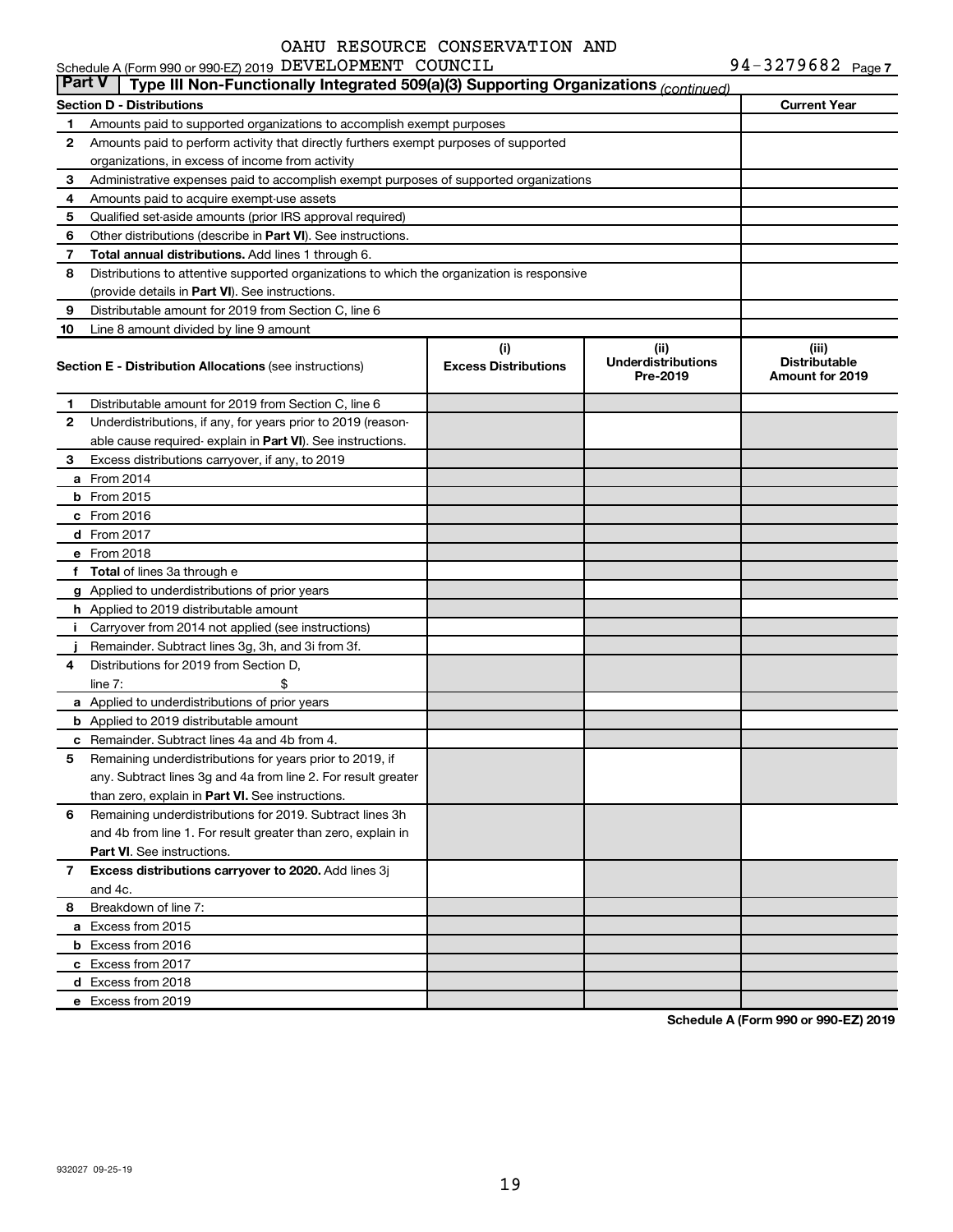OAHU RESOURCE CONSERVATION AND

Schedule A (Form 990 or 990-EZ) 2019 DEVELOPMENT COUNCIL 94-3279682 Page 7

**Part V | Type III Non-Functionally Integrated 509(a)(3) Supporting Organizations** *(continued)*

| **Section D - Distributions** | **Current Year** |
|---|---|
| 1 Amounts paid to supported organizations to accomplish exempt purposes | |
| 2 Amounts paid to perform activity that directly furthers exempt purposes of supported organizations, in excess of income from activity | |
| 3 Administrative expenses paid to accomplish exempt purposes of supported organizations | |
| 4 Amounts paid to acquire exempt-use assets | |
| 5 Qualified set-aside amounts (prior IRS approval required) | |
| 6 Other distributions (describe in **Part VI**). See instructions. | |
| 7 **Total annual distributions.** Add lines 1 through 6. | |
| 8 Distributions to attentive supported organizations to which the organization is responsive (provide details in **Part VI**). See instructions. | |
| 9 Distributable amount for 2019 from Section C, line 6 | |
| 10 Line 8 amount divided by line 9 amount | |

| **Section E - Distribution Allocations** (see instructions) | (i) Excess Distributions | (ii) Underdistributions Pre-2019 | (iii) Distributable Amount for 2019 |
|---|---|---|---|
| 1 Distributable amount for 2019 from Section C, line 6 | | | |
| 2 Underdistributions, if any, for years prior to 2019 (reasonable cause required- explain in **Part VI**). See instructions. | | | |
| 3 Excess distributions carryover, if any, to 2019 | | | |
| a From 2014 | | | |
| b From 2015 | | | |
| c From 2016 | | | |
| d From 2017 | | | |
| e From 2018 | | | |
| f **Total** of lines 3a through e | | | |
| g Applied to underdistributions of prior years | | | |
| h Applied to 2019 distributable amount | | | |
| i Carryover from 2014 not applied (see instructions) | | | |
| j Remainder. Subtract lines 3g, 3h, and 3i from 3f. | | | |
| 4 Distributions for 2019 from Section D, line 7: $ | | | |
| a Applied to underdistributions of prior years | | | |
| b Applied to 2019 distributable amount | | | |
| c Remainder. Subtract lines 4a and 4b from 4. | | | |
| 5 Remaining underdistributions for years prior to 2019, if any. Subtract lines 3g and 4a from line 2. For result greater than zero, explain in **Part VI.** See instructions. | | | |
| 6 Remaining underdistributions for 2019. Subtract lines 3h and 4b from line 1. For result greater than zero, explain in **Part VI**. See instructions. | | | |
| 7 **Excess distributions carryover to 2020.** Add lines 3j and 4c. | | | |
| 8 Breakdown of line 7: | | | |
| a Excess from 2015 | | | |
| b Excess from 2016 | | | |
| c Excess from 2017 | | | |
| d Excess from 2018 | | | |
| e Excess from 2019 | | | |

**Schedule A (Form 990 or 990-EZ) 2019**

932027 09-25-19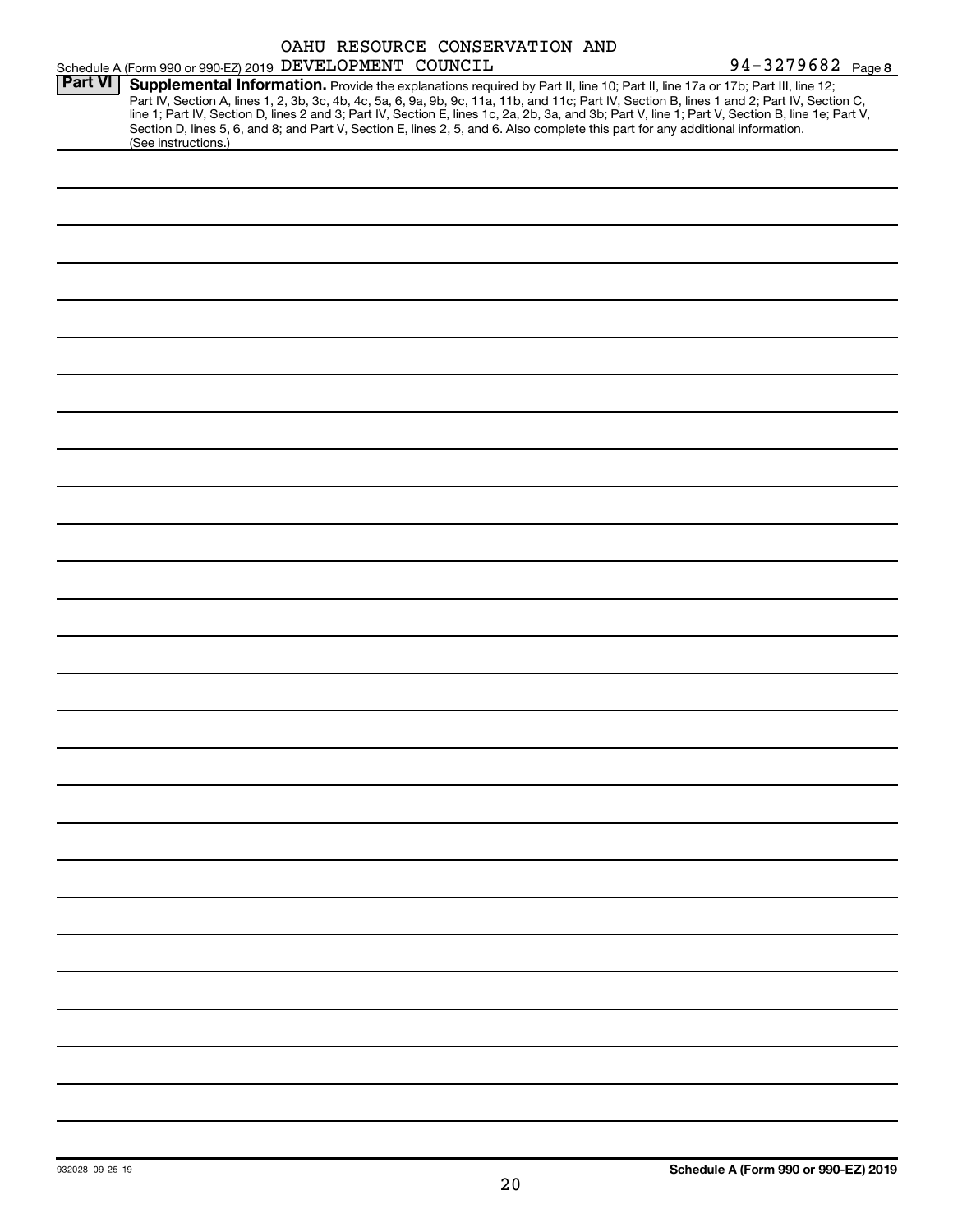OAHU RESOURCE CONSERVATION AND

Schedule A (Form 990 or 990-EZ) 2019 DEVELOPMENT COUNCIL 94-3279682 Page **8**

**Part VI** **Supplemental Information.** Provide the explanations required by Part II, line 10; Part II, line 17a or 17b; Part III, line 12; Part IV, Section A, lines 1, 2, 3b, 3c, 4b, 4c, 5a, 6, 9a, 9b, 9c, 11a, 11b, and 11c; Part IV, Section B, lines 1 and 2; Part IV, Section C, line 1; Part IV, Section D, lines 2 and 3; Part IV, Section E, lines 1c, 2a, 2b, 3a, and 3b; Part V, line 1; Part V, Section B, line 1e; Part V, Section D, lines 5, 6, and 8; and Part V, Section E, lines 2, 5, and 6. Also complete this part for any additional information. (See instructions.)

932028 09-25-19

**Schedule A (Form 990 or 990-EZ) 2019**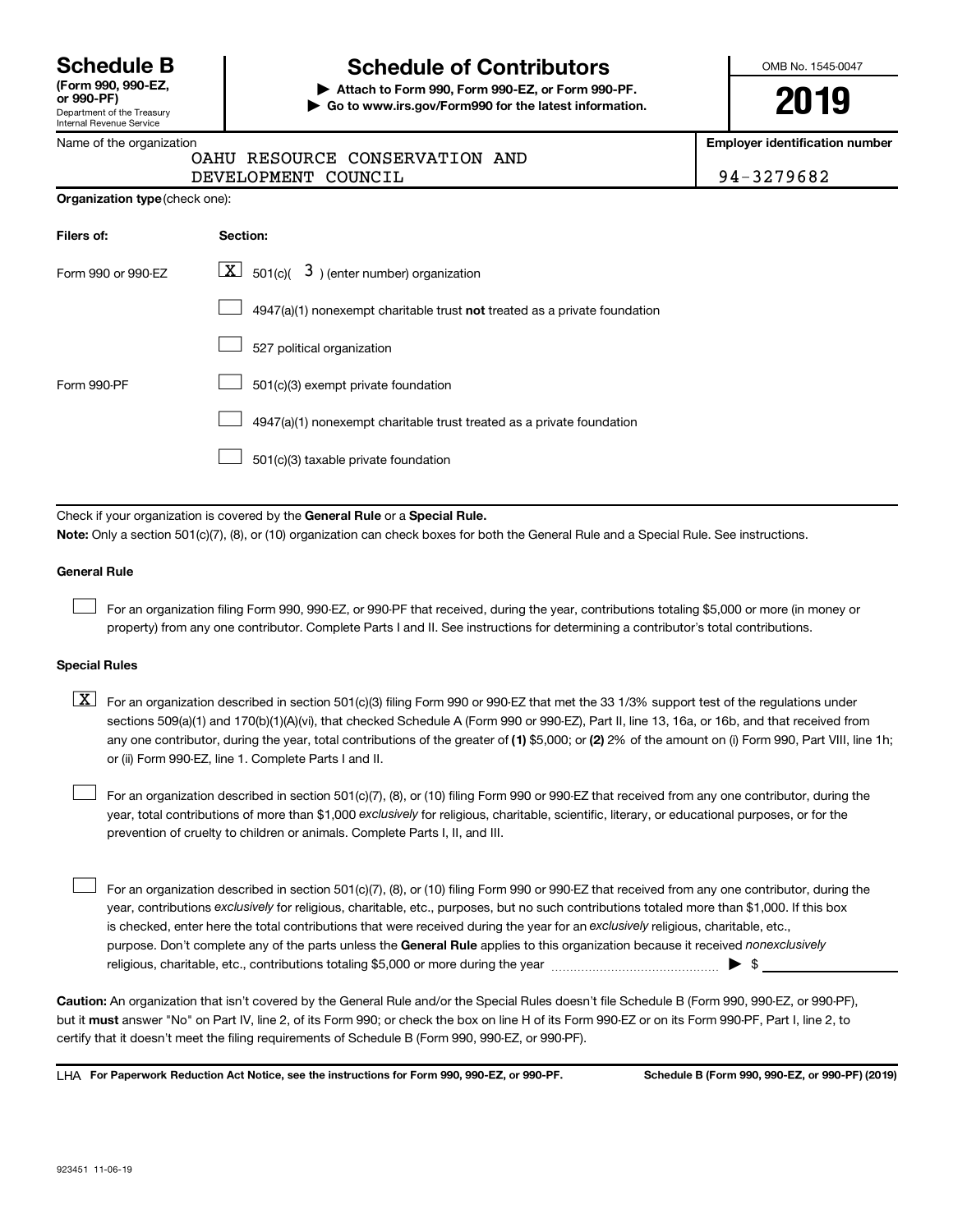# Schedule B

**(Form 990, 990-EZ, or 990-PF)**
Department of the Treasury
Internal Revenue Service

# Schedule of Contributors

▶ **Attach to Form 990, Form 990-EZ, or Form 990-PF.**
▶ **Go to www.irs.gov/Form990 for the latest information.**

OMB No. 1545-0047

**2019**

Name of the organization
OAHU RESOURCE CONSERVATION AND
DEVELOPMENT COUNCIL

**Employer identification number**
94-3279682

**Organization type** (check one):

| **Filers of:** | **Section:** |
|---|---|
| Form 990 or 990-EZ | [X] 501(c)( 3 ) (enter number) organization |
| | [ ] 4947(a)(1) nonexempt charitable trust **not** treated as a private foundation |
| | [ ] 527 political organization |
| Form 990-PF | [ ] 501(c)(3) exempt private foundation |
| | [ ] 4947(a)(1) nonexempt charitable trust treated as a private foundation |
| | [ ] 501(c)(3) taxable private foundation |

Check if your organization is covered by the **General Rule** or a **Special Rule.**

**Note:** Only a section 501(c)(7), (8), or (10) organization can check boxes for both the General Rule and a Special Rule. See instructions.

**General Rule**

[ ] For an organization filing Form 990, 990-EZ, or 990-PF that received, during the year, contributions totaling $5,000 or more (in money or property) from any one contributor. Complete Parts I and II. See instructions for determining a contributor's total contributions.

**Special Rules**

[X] For an organization described in section 501(c)(3) filing Form 990 or 990-EZ that met the 33 1/3% support test of the regulations under sections 509(a)(1) and 170(b)(1)(A)(vi), that checked Schedule A (Form 990 or 990-EZ), Part II, line 13, 16a, or 16b, and that received from any one contributor, during the year, total contributions of the greater of **(1)** $5,000; or **(2)** 2% of the amount on (i) Form 990, Part VIII, line 1h; or (ii) Form 990-EZ, line 1. Complete Parts I and II.

[ ] For an organization described in section 501(c)(7), (8), or (10) filing Form 990 or 990-EZ that received from any one contributor, during the year, total contributions of more than $1,000 *exclusively* for religious, charitable, scientific, literary, or educational purposes, or for the prevention of cruelty to children or animals. Complete Parts I, II, and III.

[ ] For an organization described in section 501(c)(7), (8), or (10) filing Form 990 or 990-EZ that received from any one contributor, during the year, contributions *exclusively* for religious, charitable, etc., purposes, but no such contributions totaled more than $1,000. If this box is checked, enter here the total contributions that were received during the year for an *exclusively* religious, charitable, etc., purpose. Don't complete any of the parts unless the **General Rule** applies to this organization because it received *nonexclusively* religious, charitable, etc., contributions totaling $5,000 or more during the year ▶ $ ____________

**Caution:** An organization that isn't covered by the General Rule and/or the Special Rules doesn't file Schedule B (Form 990, 990-EZ, or 990-PF), but it **must** answer "No" on Part IV, line 2, of its Form 990; or check the box on line H of its Form 990-EZ or on its Form 990-PF, Part I, line 2, to certify that it doesn't meet the filing requirements of Schedule B (Form 990, 990-EZ, or 990-PF).

LHA **For Paperwork Reduction Act Notice, see the instructions for Form 990, 990-EZ, or 990-PF.** **Schedule B (Form 990, 990-EZ, or 990-PF) (2019)**

923451 11-06-19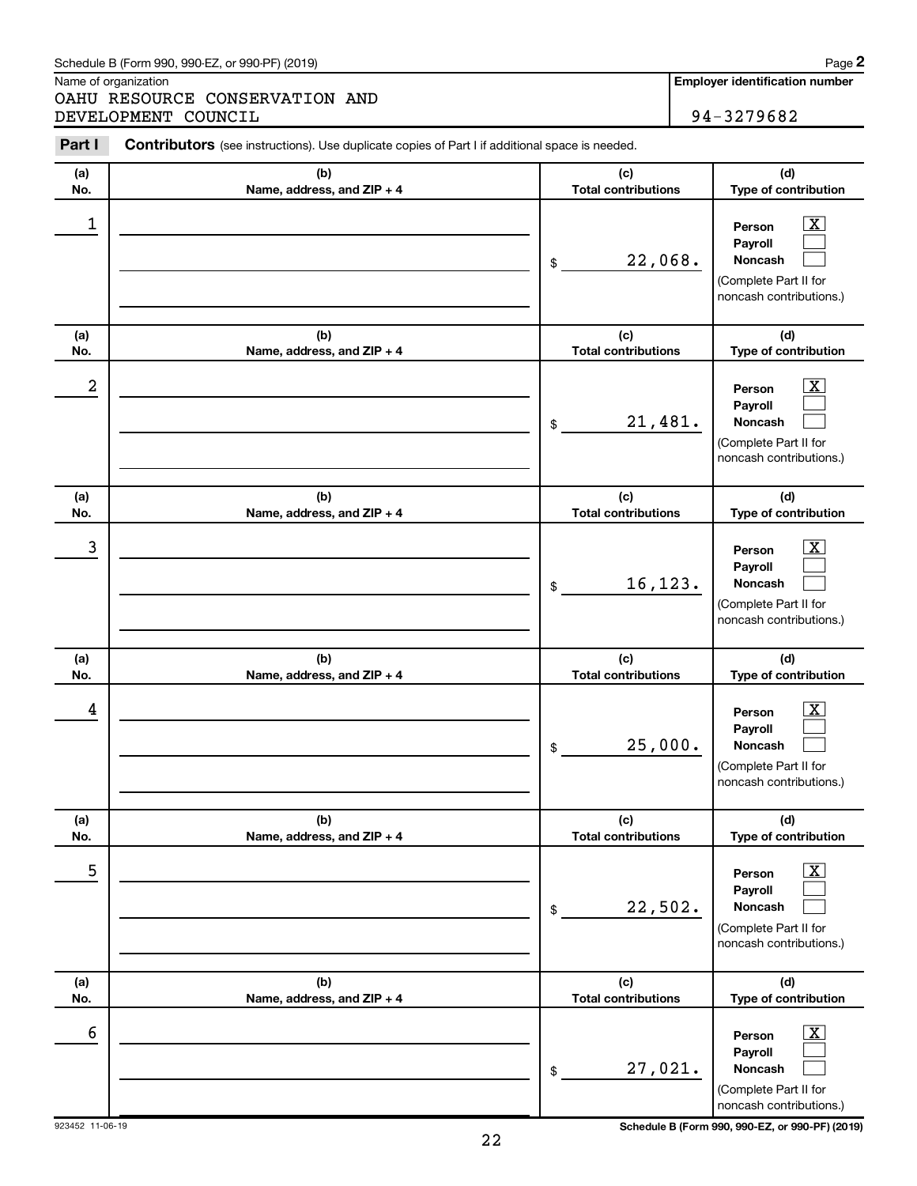Schedule B (Form 990, 990-EZ, or 990-PF) (2019) Page **2**

Name of organization

OAHU RESOURCE CONSERVATION AND DEVELOPMENT COUNCIL

**Employer identification number**

94-3279682

**Part I** **Contributors** (see instructions). Use duplicate copies of Part I if additional space is needed.

| (a) No. | (b) Name, address, and ZIP + 4 | (c) Total contributions | (d) Type of contribution |
|---|---|---|---|
| 1 | | $ 22,068. | Person [X] Payroll [ ] Noncash [ ] (Complete Part II for noncash contributions.) |
| 2 | | $ 21,481. | Person [X] Payroll [ ] Noncash [ ] (Complete Part II for noncash contributions.) |
| 3 | | $ 16,123. | Person [X] Payroll [ ] Noncash [ ] (Complete Part II for noncash contributions.) |
| 4 | | $ 25,000. | Person [X] Payroll [ ] Noncash [ ] (Complete Part II for noncash contributions.) |
| 5 | | $ 22,502. | Person [X] Payroll [ ] Noncash [ ] (Complete Part II for noncash contributions.) |
| 6 | | $ 27,021. | Person [X] Payroll [ ] Noncash [ ] (Complete Part II for noncash contributions.) |

923452 11-06-19 **Schedule B (Form 990, 990-EZ, or 990-PF) (2019)**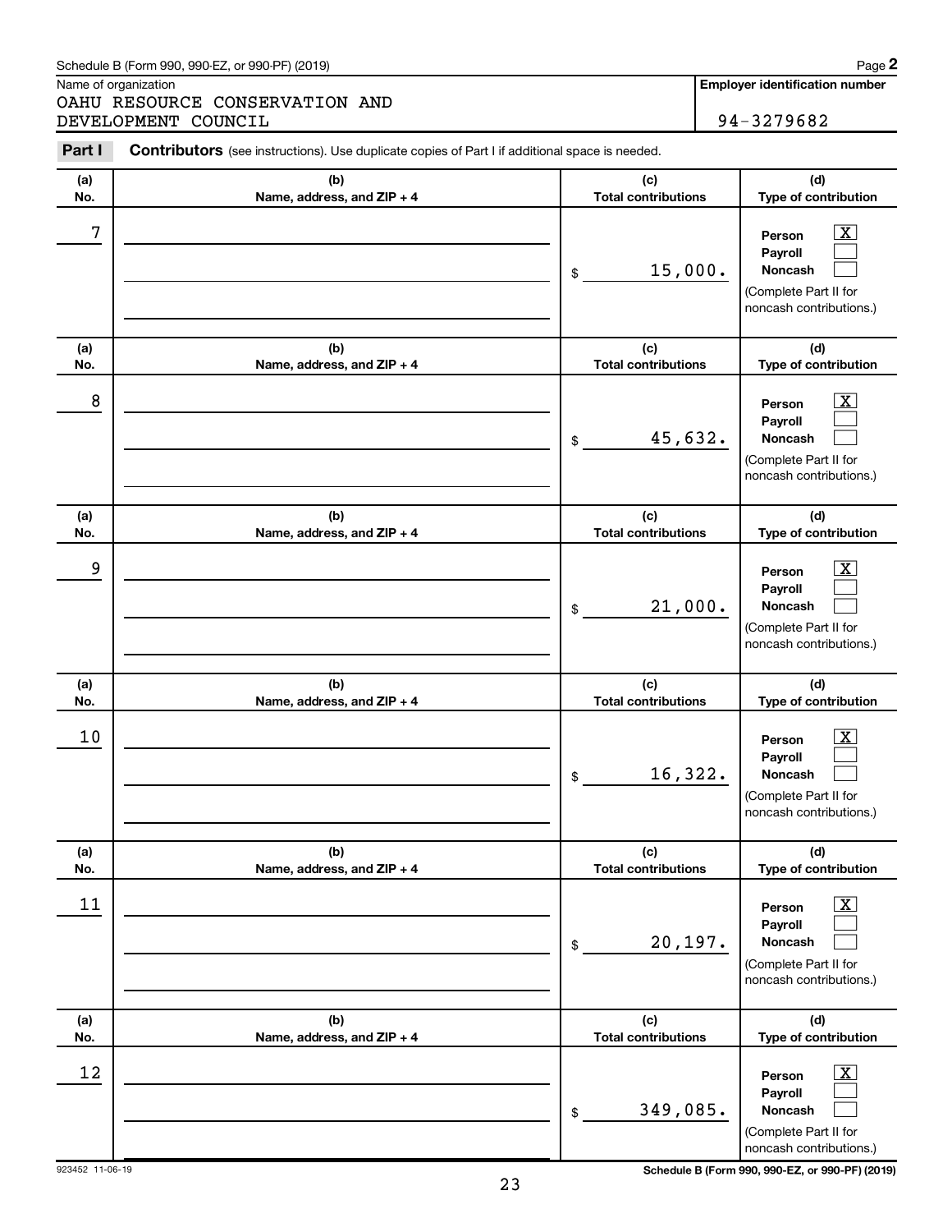Schedule B (Form 990, 990-EZ, or 990-PF) (2019) Page **2**

Name of organization

OAHU RESOURCE CONSERVATION AND DEVELOPMENT COUNCIL

**Employer identification number**

94-3279682

**Part I** **Contributors** (see instructions). Use duplicate copies of Part I if additional space is needed.

| (a) No. | (b) Name, address, and ZIP + 4 | (c) Total contributions | (d) Type of contribution |
|---|---|---|---|
| 7 | | $ 15,000. | Person [X] Payroll [ ] Noncash [ ] (Complete Part II for noncash contributions.) |
| 8 | | $ 45,632. | Person [X] Payroll [ ] Noncash [ ] (Complete Part II for noncash contributions.) |
| 9 | | $ 21,000. | Person [X] Payroll [ ] Noncash [ ] (Complete Part II for noncash contributions.) |
| 10 | | $ 16,322. | Person [X] Payroll [ ] Noncash [ ] (Complete Part II for noncash contributions.) |
| 11 | | $ 20,197. | Person [X] Payroll [ ] Noncash [ ] (Complete Part II for noncash contributions.) |
| 12 | | $ 349,085. | Person [X] Payroll [ ] Noncash [ ] (Complete Part II for noncash contributions.) |

923452 11-06-19 **Schedule B (Form 990, 990-EZ, or 990-PF) (2019)**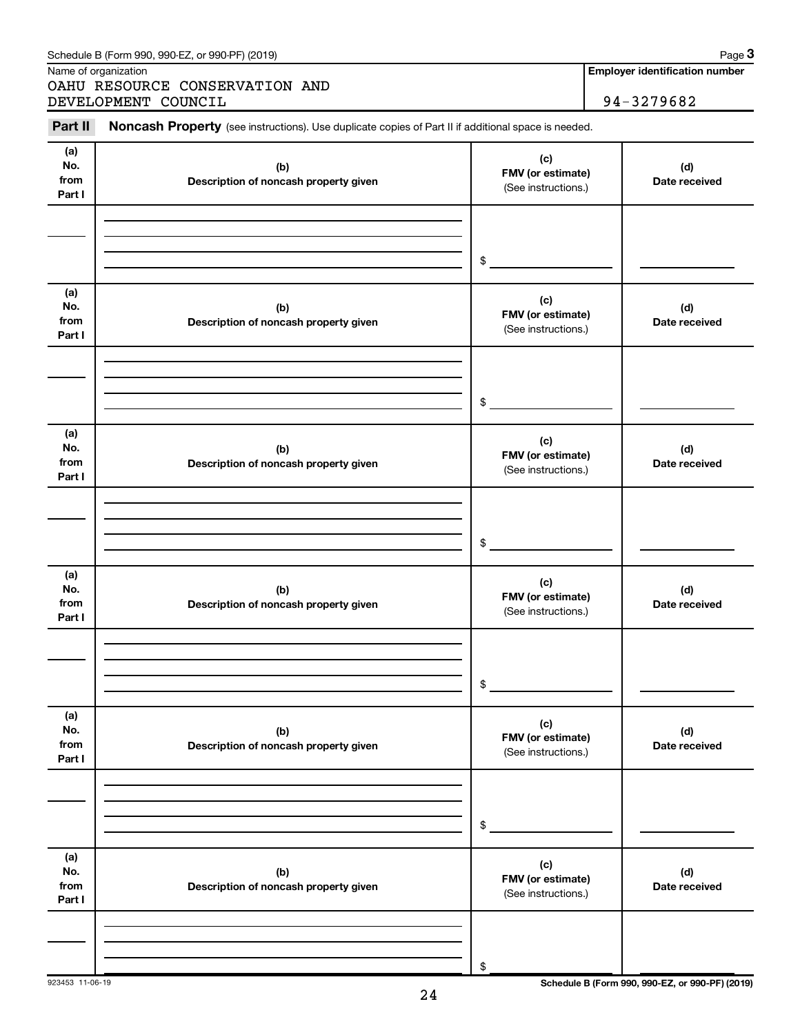Schedule B (Form 990, 990-EZ, or 990-PF) (2019) Page **3**

Name of organization

OAHU RESOURCE CONSERVATION AND DEVELOPMENT COUNCIL

**Employer identification number**

94-3279682

**Part II** **Noncash Property** (see instructions). Use duplicate copies of Part II if additional space is needed.

| (a) No. from Part I | (b) Description of noncash property given | (c) FMV (or estimate) (See instructions.) | (d) Date received |
|---|---|---|---|
| | | $ | |

| (a) No. from Part I | (b) Description of noncash property given | (c) FMV (or estimate) (See instructions.) | (d) Date received |
|---|---|---|---|
| | | $ | |

| (a) No. from Part I | (b) Description of noncash property given | (c) FMV (or estimate) (See instructions.) | (d) Date received |
|---|---|---|---|
| | | $ | |

| (a) No. from Part I | (b) Description of noncash property given | (c) FMV (or estimate) (See instructions.) | (d) Date received |
|---|---|---|---|
| | | $ | |

| (a) No. from Part I | (b) Description of noncash property given | (c) FMV (or estimate) (See instructions.) | (d) Date received |
|---|---|---|---|
| | | $ | |

| (a) No. from Part I | (b) Description of noncash property given | (c) FMV (or estimate) (See instructions.) | (d) Date received |
|---|---|---|---|
| | | $ | |

923453 11-06-19

**Schedule B (Form 990, 990-EZ, or 990-PF) (2019)**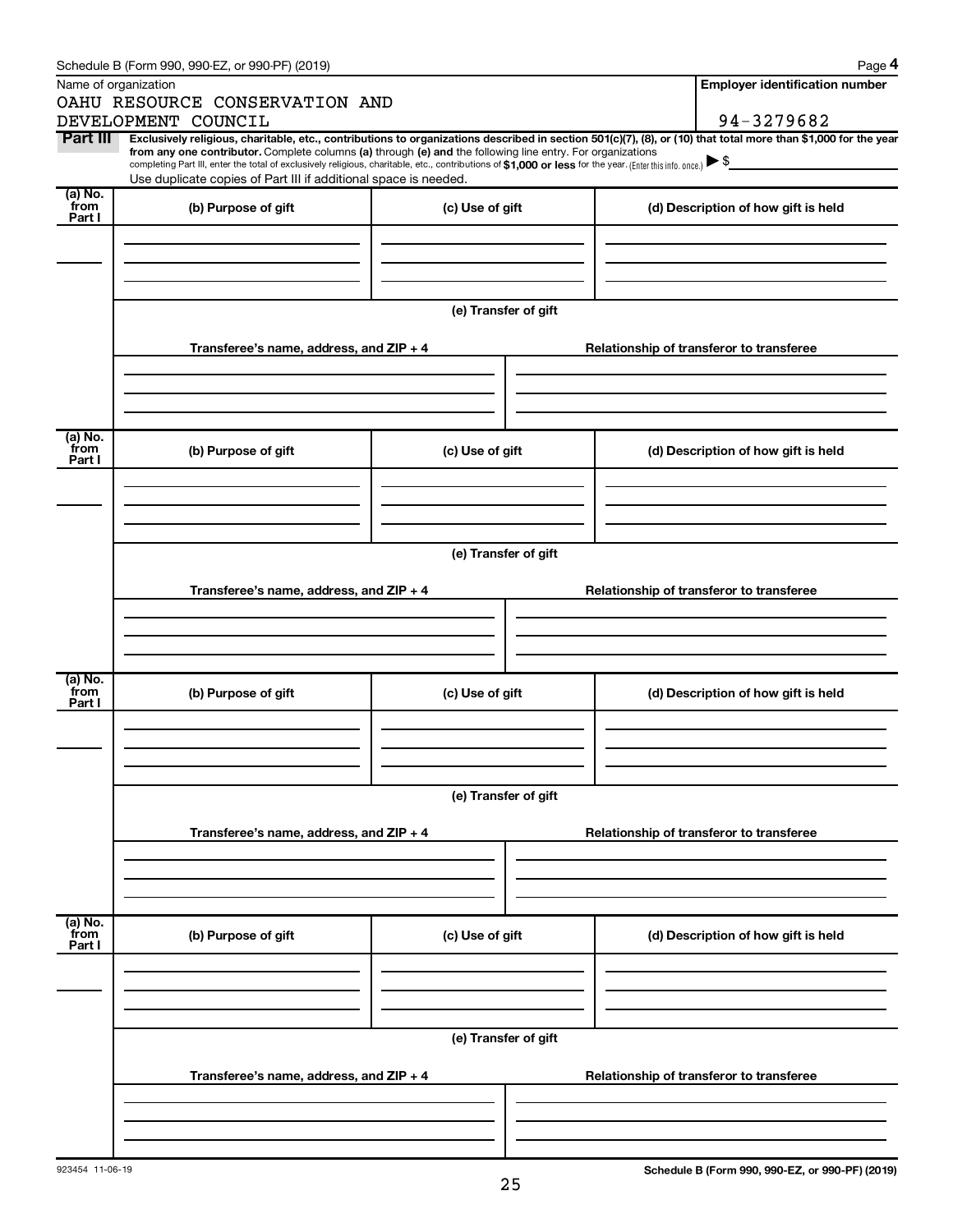Schedule B (Form 990, 990-EZ, or 990-PF) (2019) Page **4**

Name of organization

OAHU RESOURCE CONSERVATION AND DEVELOPMENT COUNCIL

**Employer identification number**

94-3279682

**Part III** **Exclusively religious, charitable, etc., contributions to organizations described in section 501(c)(7), (8), or (10) that total more than $1,000 for the year from any one contributor.** Complete columns **(a)** through **(e)** and the following line entry. For organizations completing Part III, enter the total of exclusively religious, charitable, etc., contributions of **$1,000 or less** for the year. (Enter this info. once.) ▶ $

Use duplicate copies of Part III if additional space is needed.

| (a) No. from Part I | (b) Purpose of gift | (c) Use of gift | (d) Description of how gift is held |
|---|---|---|---|
| | | | |

(e) Transfer of gift

| Transferee's name, address, and ZIP + 4 | Relationship of transferor to transferee |
|---|---|
| | |

| (a) No. from Part I | (b) Purpose of gift | (c) Use of gift | (d) Description of how gift is held |
|---|---|---|---|
| | | | |

(e) Transfer of gift

| Transferee's name, address, and ZIP + 4 | Relationship of transferor to transferee |
|---|---|
| | |

| (a) No. from Part I | (b) Purpose of gift | (c) Use of gift | (d) Description of how gift is held |
|---|---|---|---|
| | | | |

(e) Transfer of gift

| Transferee's name, address, and ZIP + 4 | Relationship of transferor to transferee |
|---|---|
| | |

| (a) No. from Part I | (b) Purpose of gift | (c) Use of gift | (d) Description of how gift is held |
|---|---|---|---|
| | | | |

(e) Transfer of gift

| Transferee's name, address, and ZIP + 4 | Relationship of transferor to transferee |
|---|---|
| | |

923454 11-06-19

**Schedule B (Form 990, 990-EZ, or 990-PF) (2019)**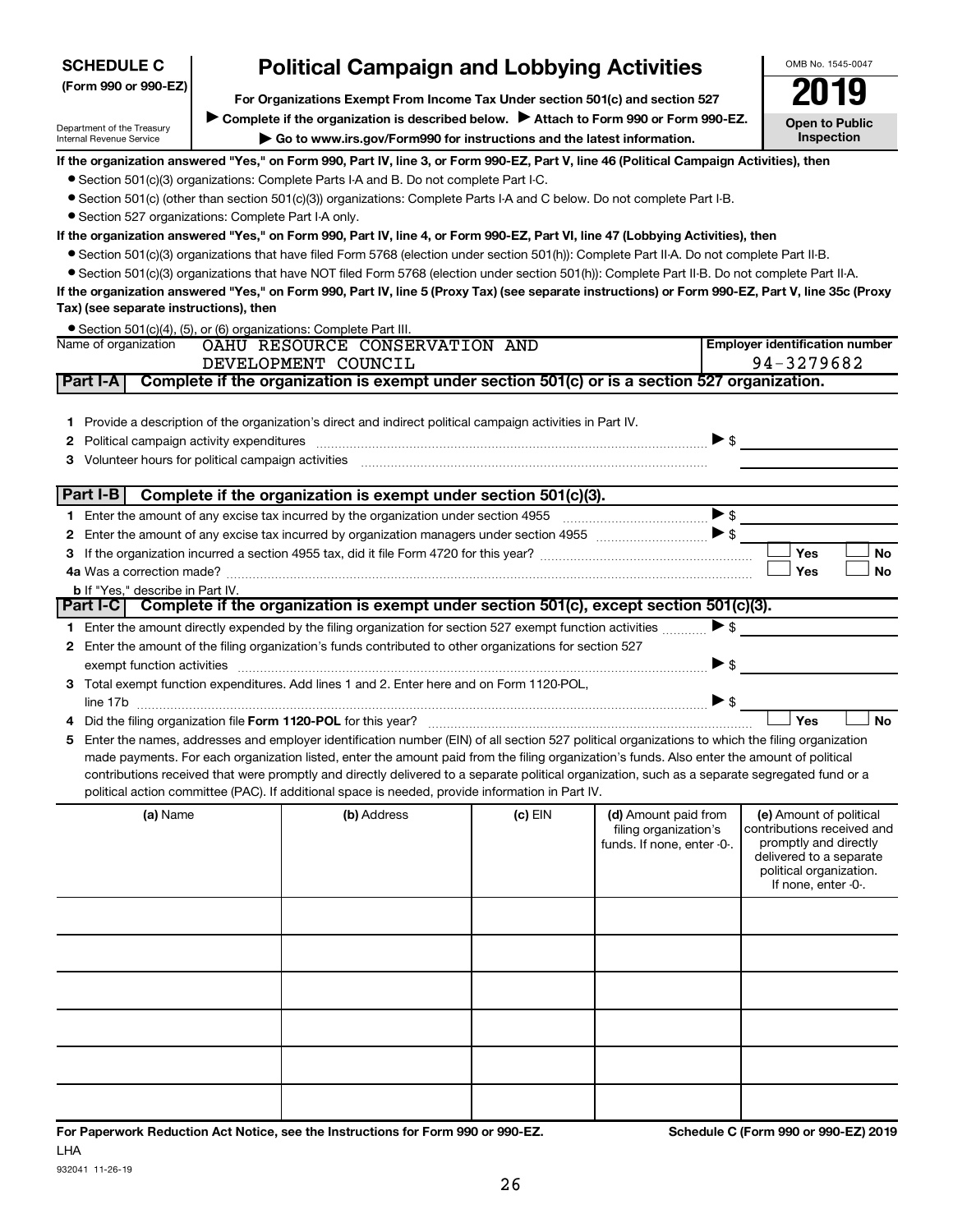**SCHEDULE C** (Form 990 or 990-EZ)

Department of the Treasury Internal Revenue Service

# Political Campaign and Lobbying Activities

**For Organizations Exempt From Income Tax Under section 501(c) and section 527**

▶ Complete if the organization is described below. ▶ Attach to Form 990 or Form 990-EZ.

▶ Go to www.irs.gov/Form990 for instructions and the latest information.

OMB No. 1545-0047

**2019**

**Open to Public Inspection**

**If the organization answered "Yes," on Form 990, Part IV, line 3, or Form 990-EZ, Part V, line 46 (Political Campaign Activities), then**

- Section 501(c)(3) organizations: Complete Parts I-A and B. Do not complete Part I-C.
- Section 501(c) (other than section 501(c)(3)) organizations: Complete Parts I-A and C below. Do not complete Part I-B.
- Section 527 organizations: Complete Part I-A only.

**If the organization answered "Yes," on Form 990, Part IV, line 4, or Form 990-EZ, Part VI, line 47 (Lobbying Activities), then**

- Section 501(c)(3) organizations that have filed Form 5768 (election under section 501(h)): Complete Part II-A. Do not complete Part II-B.
- Section 501(c)(3) organizations that have NOT filed Form 5768 (election under section 501(h)): Complete Part II-B. Do not complete Part II-A.

**If the organization answered "Yes," on Form 990, Part IV, line 5 (Proxy Tax) (see separate instructions) or Form 990-EZ, Part V, line 35c (Proxy Tax) (see separate instructions), then**

- Section 501(c)(4), (5), or (6) organizations: Complete Part III.

| Name of organization | Employer identification number |
|---|---|
| OAHU RESOURCE CONSERVATION AND DEVELOPMENT COUNCIL | 94-3279682 |

## Part I-A Complete if the organization is exempt under section 501(c) or is a section 527 organization.

1 Provide a description of the organization's direct and indirect political campaign activities in Part IV.

2 Political campaign activity expenditures ▶ $

3 Volunteer hours for political campaign activities

## Part I-B Complete if the organization is exempt under section 501(c)(3).

1 Enter the amount of any excise tax incurred by the organization under section 4955 ▶ $

2 Enter the amount of any excise tax incurred by organization managers under section 4955 ▶ $

3 If the organization incurred a section 4955 tax, did it file Form 4720 for this year? ☐ Yes ☐ No

4a Was a correction made? ☐ Yes ☐ No

b If "Yes," describe in Part IV.

## Part I-C Complete if the organization is exempt under section 501(c), except section 501(c)(3).

1 Enter the amount directly expended by the filing organization for section 527 exempt function activities ▶ $

2 Enter the amount of the filing organization's funds contributed to other organizations for section 527 exempt function activities ▶ $

3 Total exempt function expenditures. Add lines 1 and 2. Enter here and on Form 1120-POL, line 17b ▶ $

4 Did the filing organization file **Form 1120-POL** for this year? ☐ Yes ☐ No

5 Enter the names, addresses and employer identification number (EIN) of all section 527 political organizations to which the filing organization made payments. For each organization listed, enter the amount paid from the filing organization's funds. Also enter the amount of political contributions received that were promptly and directly delivered to a separate political organization, such as a separate segregated fund or a political action committee (PAC). If additional space is needed, provide information in Part IV.

| (a) Name | (b) Address | (c) EIN | (d) Amount paid from filing organization's funds. If none, enter -0-. | (e) Amount of political contributions received and promptly and directly delivered to a separate political organization. If none, enter -0-. |
|---|---|---|---|---|
| | | | | |
| | | | | |
| | | | | |
| | | | | |
| | | | | |
| | | | | |

**For Paperwork Reduction Act Notice, see the Instructions for Form 990 or 990-EZ.** **Schedule C (Form 990 or 990-EZ) 2019**

LHA

932041 11-26-19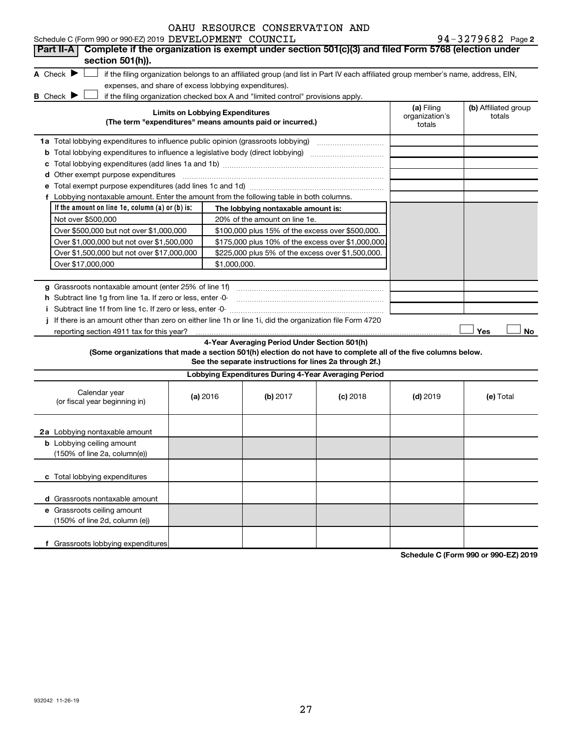Schedule C (Form 990 or 990-EZ) 2019 OAHU RESOURCE CONSERVATION AND DEVELOPMENT COUNCIL 94-3279682 Page 2

**Part II-A** **Complete if the organization is exempt under section 501(c)(3) and filed Form 5768 (election under section 501(h)).**

A Check ▶ ☐ if the filing organization belongs to an affiliated group (and list in Part IV each affiliated group member's name, address, EIN, expenses, and share of excess lobbying expenditures).

B Check ▶ ☐ if the filing organization checked box A and "limited control" provisions apply.

| Limits on Lobbying Expenditures (The term "expenditures" means amounts paid or incurred.) | (a) Filing organization's totals | (b) Affiliated group totals |
|---|---|---|
| 1a Total lobbying expenditures to influence public opinion (grassroots lobbying) | | |
| b Total lobbying expenditures to influence a legislative body (direct lobbying) | | |
| c Total lobbying expenditures (add lines 1a and 1b) | | |
| d Other exempt purpose expenditures | | |
| e Total exempt purpose expenditures (add lines 1c and 1d) | | |
| f Lobbying nontaxable amount. Enter the amount from the following table in both columns. | | |

| If the amount on line 1e, column (a) or (b) is: | The lobbying nontaxable amount is: |
|---|---|
| Not over $500,000 | 20% of the amount on line 1e. |
| Over $500,000 but not over $1,000,000 | $100,000 plus 15% of the excess over $500,000. |
| Over $1,000,000 but not over $1,500,000 | $175,000 plus 10% of the excess over $1,000,000. |
| Over $1,500,000 but not over $17,000,000 | $225,000 plus 5% of the excess over $1,500,000. |
| Over $17,000,000 | $1,000,000. |

| | (a) Filing organization's totals | (b) Affiliated group totals |
|---|---|---|
| g Grassroots nontaxable amount (enter 25% of line 1f) | | |
| h Subtract line 1g from line 1a. If zero or less, enter -0- | | |
| i Subtract line 1f from line 1c. If zero or less, enter -0- | | |

j If there is an amount other than zero on either line 1h or line 1i, did the organization file Form 4720 reporting section 4911 tax for this year? ☐ Yes ☐ No

**4-Year Averaging Period Under Section 501(h)**

**(Some organizations that made a section 501(h) election do not have to complete all of the five columns below. See the separate instructions for lines 2a through 2f.)**

**Lobbying Expenditures During 4-Year Averaging Period**

| Calendar year (or fiscal year beginning in) | (a) 2016 | (b) 2017 | (c) 2018 | (d) 2019 | (e) Total |
|---|---|---|---|---|---|
| 2a Lobbying nontaxable amount | | | | | |
| b Lobbying ceiling amount (150% of line 2a, column(e)) | | | | | |
| c Total lobbying expenditures | | | | | |
| d Grassroots nontaxable amount | | | | | |
| e Grassroots ceiling amount (150% of line 2d, column (e)) | | | | | |
| f Grassroots lobbying expenditures | | | | | |

**Schedule C (Form 990 or 990-EZ) 2019**

932042 11-26-19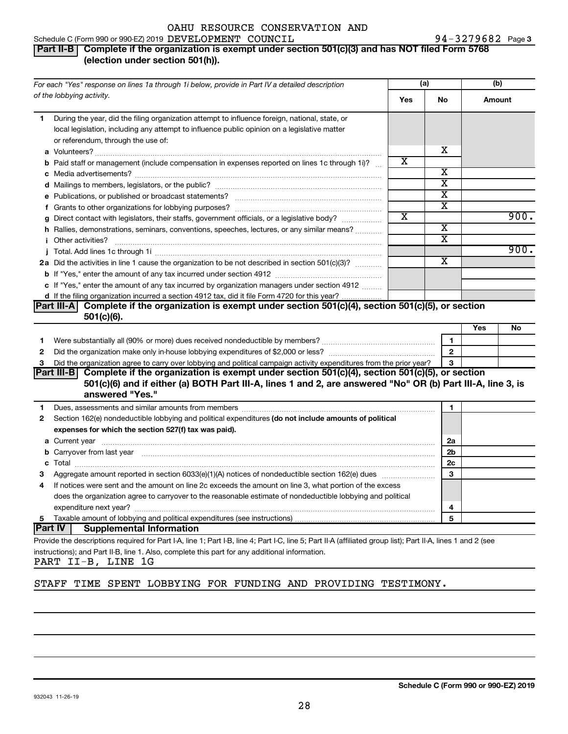OAHU RESOURCE CONSERVATION AND

Schedule C (Form 990 or 990-EZ) 2019 DEVELOPMENT COUNCIL 94-3279682 Page 3

**Part II-B** **Complete if the organization is exempt under section 501(c)(3) and has NOT filed Form 5768 (election under section 501(h)).**

| *For each "Yes" response on lines 1a through 1i below, provide in Part IV a detailed description of the lobbying activity.* | (a) Yes | (a) No | (b) Amount |
|---|---|---|---|
| **1** During the year, did the filing organization attempt to influence foreign, national, state, or local legislation, including any attempt to influence public opinion on a legislative matter or referendum, through the use of: | | | |
| **a** Volunteers? | | X | |
| **b** Paid staff or management (include compensation in expenses reported on lines 1c through 1i)? | X | | |
| **c** Media advertisements? | | X | |
| **d** Mailings to members, legislators, or the public? | | X | |
| **e** Publications, or published or broadcast statements? | | X | |
| **f** Grants to other organizations for lobbying purposes? | | X | |
| **g** Direct contact with legislators, their staffs, government officials, or a legislative body? | X | | 900. |
| **h** Rallies, demonstrations, seminars, conventions, speeches, lectures, or any similar means? | | X | |
| **i** Other activities? | | X | |
| **j** Total. Add lines 1c through 1i | | | 900. |
| **2a** Did the activities in line 1 cause the organization to be not described in section 501(c)(3)? | | X | |
| **b** If "Yes," enter the amount of any tax incurred under section 4912 | | | |
| **c** If "Yes," enter the amount of any tax incurred by organization managers under section 4912 | | | |
| **d** If the filing organization incurred a section 4912 tax, did it file Form 4720 for this year? | | | |

**Part III-A** **Complete if the organization is exempt under section 501(c)(4), section 501(c)(5), or section 501(c)(6).**

| | | | Yes | No |
|---|---|---|---|---|
| **1** | Were substantially all (90% or more) dues received nondeductible by members? | 1 | | |
| **2** | Did the organization make only in-house lobbying expenditures of $2,000 or less? | 2 | | |
| **3** | Did the organization agree to carry over lobbying and political campaign activity expenditures from the prior year? | 3 | | |

**Part III-B** **Complete if the organization is exempt under section 501(c)(4), section 501(c)(5), or section 501(c)(6) and if either (a) BOTH Part III-A, lines 1 and 2, are answered "No" OR (b) Part III-A, line 3, is answered "Yes."**

| | | | |
|---|---|---|---|
| **1** | Dues, assessments and similar amounts from members | 1 | |
| **2** | Section 162(e) nondeductible lobbying and political expenditures **(do not include amounts of political expenses for which the section 527(f) tax was paid).** | | |
| **a** | Current year | 2a | |
| **b** | Carryover from last year | 2b | |
| **c** | Total | 2c | |
| **3** | Aggregate amount reported in section 6033(e)(1)(A) notices of nondeductible section 162(e) dues | 3 | |
| **4** | If notices were sent and the amount on line 2c exceeds the amount on line 3, what portion of the excess does the organization agree to carryover to the reasonable estimate of nondeductible lobbying and political expenditure next year? | 4 | |
| **5** | Taxable amount of lobbying and political expenditures (see instructions) | 5 | |

**Part IV** **Supplemental Information**

Provide the descriptions required for Part I-A, line 1; Part I-B, line 4; Part I-C, line 5; Part II-A (affiliated group list); Part II-A, lines 1 and 2 (see instructions); and Part II-B, line 1. Also, complete this part for any additional information.

PART II-B, LINE 1G

STAFF TIME SPENT LOBBYING FOR FUNDING AND PROVIDING TESTIMONY.

932043 11-26-19

**Schedule C (Form 990 or 990-EZ) 2019**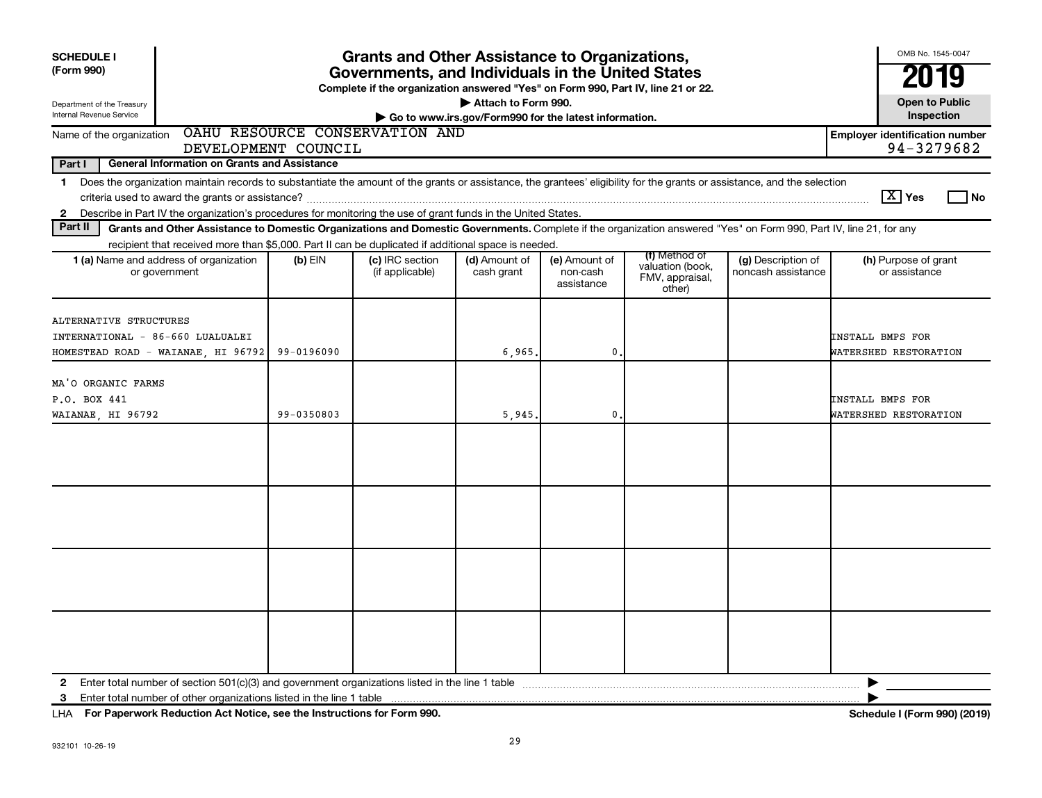**SCHEDULE I (Form 990)**

Department of the Treasury
Internal Revenue Service

# Grants and Other Assistance to Organizations, Governments, and Individuals in the United States

**Complete if the organization answered "Yes" on Form 990, Part IV, line 21 or 22.**
**▶ Attach to Form 990.**
**▶ Go to www.irs.gov/Form990 for the latest information.**

OMB No. 1545-0047
**2019**
**Open to Public Inspection**

Name of the organization: OAHU RESOURCE CONSERVATION AND DEVELOPMENT COUNCIL

**Employer identification number** 94-3279682

**Part I — General Information on Grants and Assistance**

1 Does the organization maintain records to substantiate the amount of the grants or assistance, the grantees' eligibility for the grants or assistance, and the selection criteria used to award the grants or assistance? [X] Yes [ ] No

2 Describe in Part IV the organization's procedures for monitoring the use of grant funds in the United States.

**Part II — Grants and Other Assistance to Domestic Organizations and Domestic Governments.** Complete if the organization answered "Yes" on Form 990, Part IV, line 21, for any recipient that received more than $5,000. Part II can be duplicated if additional space is needed.

| 1 (a) Name and address of organization or government | (b) EIN | (c) IRC section (if applicable) | (d) Amount of cash grant | (e) Amount of non-cash assistance | (f) Method of valuation (book, FMV, appraisal, other) | (g) Description of noncash assistance | (h) Purpose of grant or assistance |
|---|---|---|---|---|---|---|---|
| ALTERNATIVE STRUCTURES INTERNATIONAL - 86-660 LUALUALEI HOMESTEAD ROAD - WAIANAE, HI 96792 | 99-0196090 | | 6,965. | 0. | | | INSTALL BMPS FOR WATERSHED RESTORATION |
| MA'O ORGANIC FARMS P.O. BOX 441 WAIANAE, HI 96792 | 99-0350803 | | 5,945. | 0. | | | INSTALL BMPS FOR WATERSHED RESTORATION |
| | | | | | | | |
| | | | | | | | |
| | | | | | | | |
| | | | | | | | |

2 Enter total number of section 501(c)(3) and government organizations listed in the line 1 table ▶

3 Enter total number of other organizations listed in the line 1 table ▶

LHA **For Paperwork Reduction Act Notice, see the Instructions for Form 990.** **Schedule I (Form 990) (2019)**

932101 10-26-19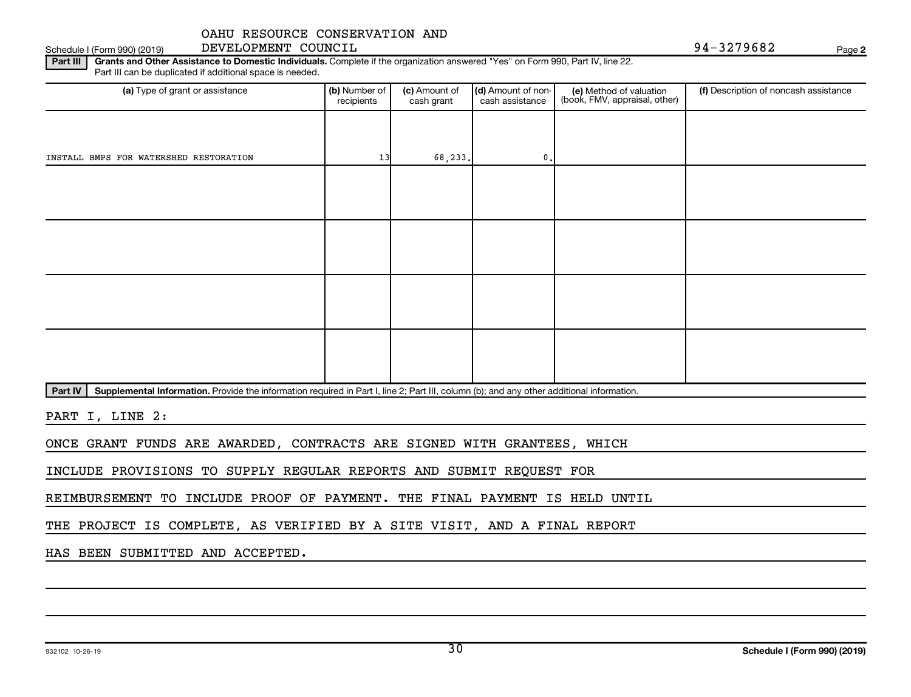OAHU RESOURCE CONSERVATION AND DEVELOPMENT COUNCIL

Schedule I (Form 990) (2019) 94-3279682 Page 2

**Part III** **Grants and Other Assistance to Domestic Individuals.** Complete if the organization answered "Yes" on Form 990, Part IV, line 22. Part III can be duplicated if additional space is needed.

| (a) Type of grant or assistance | (b) Number of recipients | (c) Amount of cash grant | (d) Amount of non-cash assistance | (e) Method of valuation (book, FMV, appraisal, other) | (f) Description of noncash assistance |
|---|---|---|---|---|---|
| INSTALL BMPS FOR WATERSHED RESTORATION | 13 | 68,233. | 0. | | |
| | | | | | |
| | | | | | |
| | | | | | |
| | | | | | |

**Part IV** **Supplemental Information.** Provide the information required in Part I, line 2; Part III, column (b); and any other additional information.

PART I, LINE 2:

ONCE GRANT FUNDS ARE AWARDED, CONTRACTS ARE SIGNED WITH GRANTEES, WHICH INCLUDE PROVISIONS TO SUPPLY REGULAR REPORTS AND SUBMIT REQUEST FOR REIMBURSEMENT TO INCLUDE PROOF OF PAYMENT. THE FINAL PAYMENT IS HELD UNTIL THE PROJECT IS COMPLETE, AS VERIFIED BY A SITE VISIT, AND A FINAL REPORT HAS BEEN SUBMITTED AND ACCEPTED.

932102 10-26-19 **Schedule I (Form 990) (2019)**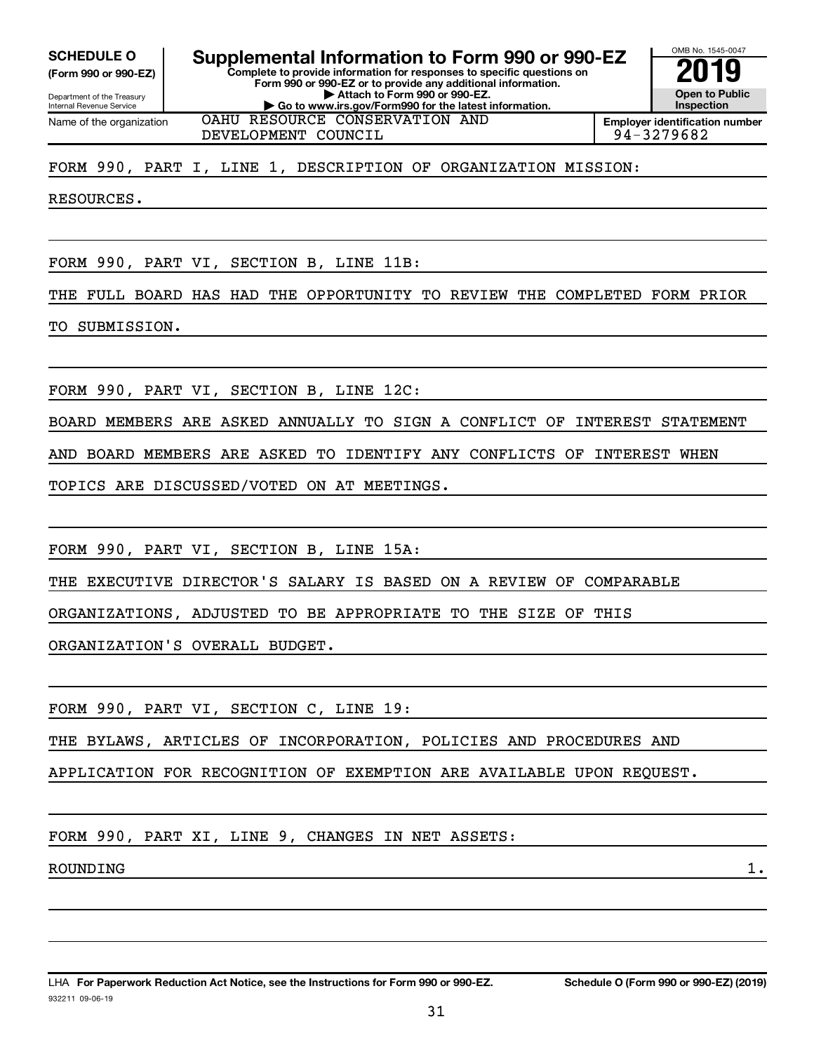**SCHEDULE O** (Form 990 or 990-EZ)

Department of the Treasury
Internal Revenue Service

# Supplemental Information to Form 990 or 990-EZ

**Complete to provide information for responses to specific questions on Form 990 or 990-EZ or to provide any additional information.**
**▶ Attach to Form 990 or 990-EZ.**
**▶ Go to www.irs.gov/Form990 for the latest information.**

OMB No. 1545-0047

**2019**

**Open to Public Inspection**

Name of the organization: OAHU RESOURCE CONSERVATION AND DEVELOPMENT COUNCIL

**Employer identification number** 94-3279682

FORM 990, PART I, LINE 1, DESCRIPTION OF ORGANIZATION MISSION:

RESOURCES.

FORM 990, PART VI, SECTION B, LINE 11B:

THE FULL BOARD HAS HAD THE OPPORTUNITY TO REVIEW THE COMPLETED FORM PRIOR TO SUBMISSION.

FORM 990, PART VI, SECTION B, LINE 12C:

BOARD MEMBERS ARE ASKED ANNUALLY TO SIGN A CONFLICT OF INTEREST STATEMENT AND BOARD MEMBERS ARE ASKED TO IDENTIFY ANY CONFLICTS OF INTEREST WHEN TOPICS ARE DISCUSSED/VOTED ON AT MEETINGS.

FORM 990, PART VI, SECTION B, LINE 15A:

THE EXECUTIVE DIRECTOR'S SALARY IS BASED ON A REVIEW OF COMPARABLE ORGANIZATIONS, ADJUSTED TO BE APPROPRIATE TO THE SIZE OF THIS ORGANIZATION'S OVERALL BUDGET.

FORM 990, PART VI, SECTION C, LINE 19:

THE BYLAWS, ARTICLES OF INCORPORATION, POLICIES AND PROCEDURES AND APPLICATION FOR RECOGNITION OF EXEMPTION ARE AVAILABLE UPON REQUEST.

FORM 990, PART XI, LINE 9, CHANGES IN NET ASSETS:

| | |
|---|---|
| ROUNDING | 1. |

LHA **For Paperwork Reduction Act Notice, see the Instructions for Form 990 or 990-EZ.** **Schedule O (Form 990 or 990-EZ) (2019)**

932211 09-06-19